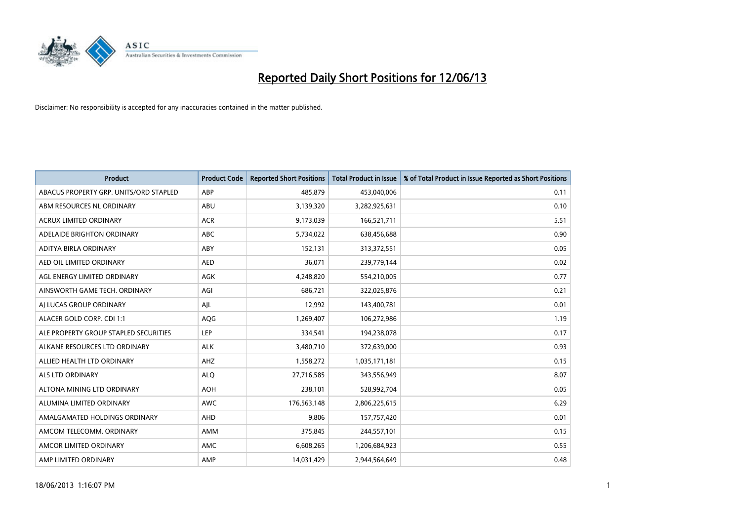# Reported Daily Short Positions for 12/06/13

Disclaimer: No responsibility is accepted for any inaccuracies contained in the matter published.

| Product | Product Code | Reported Short Positions | Total Product in Issue | % of Total Product in Issue Reported as Short Positions |
|---|---|---|---|---|
| ABACUS PROPERTY GRP. UNITS/ORD STAPLED | ABP | 485,879 | 453,040,006 | 0.11 |
| ABM RESOURCES NL ORDINARY | ABU | 3,139,320 | 3,282,925,631 | 0.10 |
| ACRUX LIMITED ORDINARY | ACR | 9,173,039 | 166,521,711 | 5.51 |
| ADELAIDE BRIGHTON ORDINARY | ABC | 5,734,022 | 638,456,688 | 0.90 |
| ADITYA BIRLA ORDINARY | ABY | 152,131 | 313,372,551 | 0.05 |
| AED OIL LIMITED ORDINARY | AED | 36,071 | 239,779,144 | 0.02 |
| AGL ENERGY LIMITED ORDINARY | AGK | 4,248,820 | 554,210,005 | 0.77 |
| AINSWORTH GAME TECH. ORDINARY | AGI | 686,721 | 322,025,876 | 0.21 |
| AJ LUCAS GROUP ORDINARY | AJL | 12,992 | 143,400,781 | 0.01 |
| ALACER GOLD CORP. CDI 1:1 | AQG | 1,269,407 | 106,272,986 | 1.19 |
| ALE PROPERTY GROUP STAPLED SECURITIES | LEP | 334,541 | 194,238,078 | 0.17 |
| ALKANE RESOURCES LTD ORDINARY | ALK | 3,480,710 | 372,639,000 | 0.93 |
| ALLIED HEALTH LTD ORDINARY | AHZ | 1,558,272 | 1,035,171,181 | 0.15 |
| ALS LTD ORDINARY | ALQ | 27,716,585 | 343,556,949 | 8.07 |
| ALTONA MINING LTD ORDINARY | AOH | 238,101 | 528,992,704 | 0.05 |
| ALUMINA LIMITED ORDINARY | AWC | 176,563,148 | 2,806,225,615 | 6.29 |
| AMALGAMATED HOLDINGS ORDINARY | AHD | 9,806 | 157,757,420 | 0.01 |
| AMCOM TELECOMM. ORDINARY | AMM | 375,845 | 244,557,101 | 0.15 |
| AMCOR LIMITED ORDINARY | AMC | 6,608,265 | 1,206,684,923 | 0.55 |
| AMP LIMITED ORDINARY | AMP | 14,031,429 | 2,944,564,649 | 0.48 |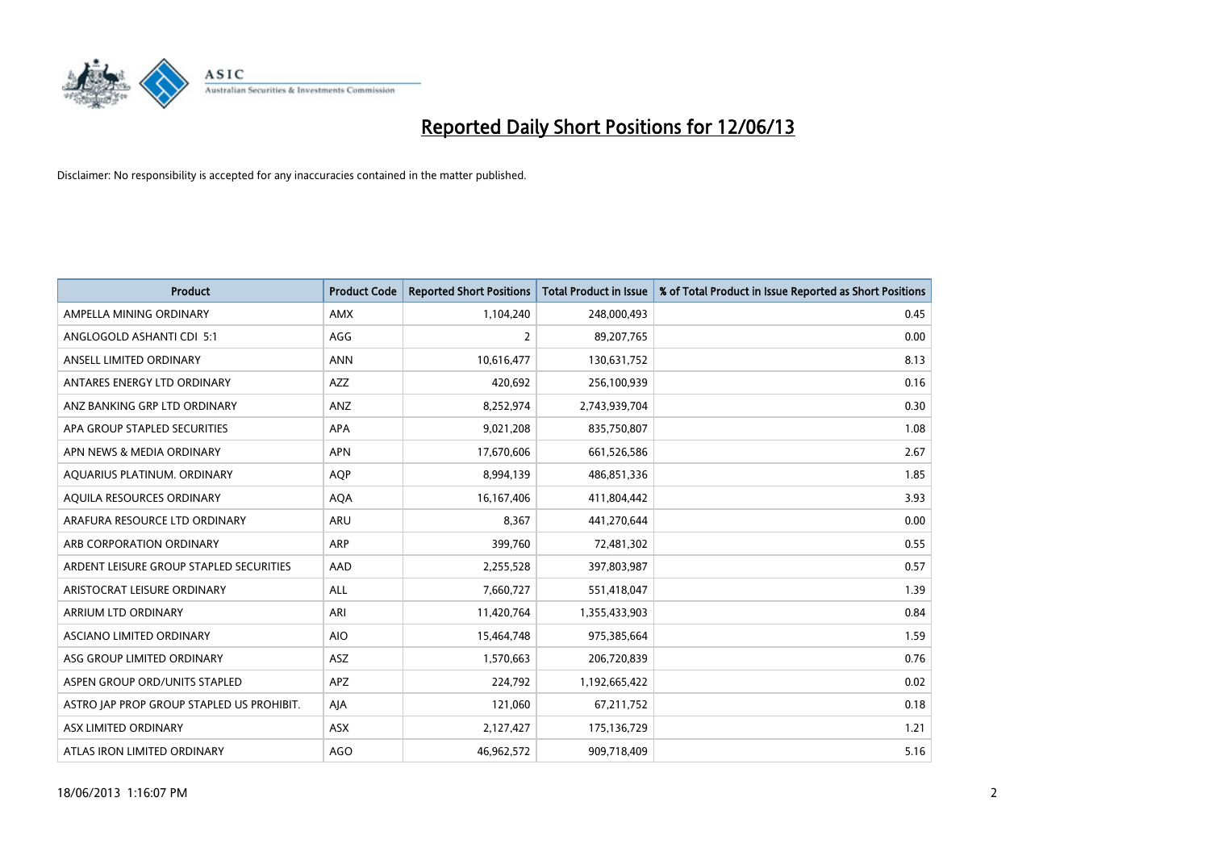# Reported Daily Short Positions for 12/06/13

Disclaimer: No responsibility is accepted for any inaccuracies contained in the matter published.

| Product | Product Code | Reported Short Positions | Total Product in Issue | % of Total Product in Issue Reported as Short Positions |
|---|---|---|---|---|
| AMPELLA MINING ORDINARY | AMX | 1,104,240 | 248,000,493 | 0.45 |
| ANGLOGOLD ASHANTI CDI 5:1 | AGG | 2 | 89,207,765 | 0.00 |
| ANSELL LIMITED ORDINARY | ANN | 10,616,477 | 130,631,752 | 8.13 |
| ANTARES ENERGY LTD ORDINARY | AZZ | 420,692 | 256,100,939 | 0.16 |
| ANZ BANKING GRP LTD ORDINARY | ANZ | 8,252,974 | 2,743,939,704 | 0.30 |
| APA GROUP STAPLED SECURITIES | APA | 9,021,208 | 835,750,807 | 1.08 |
| APN NEWS & MEDIA ORDINARY | APN | 17,670,606 | 661,526,586 | 2.67 |
| AQUARIUS PLATINUM. ORDINARY | AQP | 8,994,139 | 486,851,336 | 1.85 |
| AQUILA RESOURCES ORDINARY | AQA | 16,167,406 | 411,804,442 | 3.93 |
| ARAFURA RESOURCE LTD ORDINARY | ARU | 8,367 | 441,270,644 | 0.00 |
| ARB CORPORATION ORDINARY | ARP | 399,760 | 72,481,302 | 0.55 |
| ARDENT LEISURE GROUP STAPLED SECURITIES | AAD | 2,255,528 | 397,803,987 | 0.57 |
| ARISTOCRAT LEISURE ORDINARY | ALL | 7,660,727 | 551,418,047 | 1.39 |
| ARRIUM LTD ORDINARY | ARI | 11,420,764 | 1,355,433,903 | 0.84 |
| ASCIANO LIMITED ORDINARY | AIO | 15,464,748 | 975,385,664 | 1.59 |
| ASG GROUP LIMITED ORDINARY | ASZ | 1,570,663 | 206,720,839 | 0.76 |
| ASPEN GROUP ORD/UNITS STAPLED | APZ | 224,792 | 1,192,665,422 | 0.02 |
| ASTRO JAP PROP GROUP STAPLED US PROHIBIT. | AJA | 121,060 | 67,211,752 | 0.18 |
| ASX LIMITED ORDINARY | ASX | 2,127,427 | 175,136,729 | 1.21 |
| ATLAS IRON LIMITED ORDINARY | AGO | 46,962,572 | 909,718,409 | 5.16 |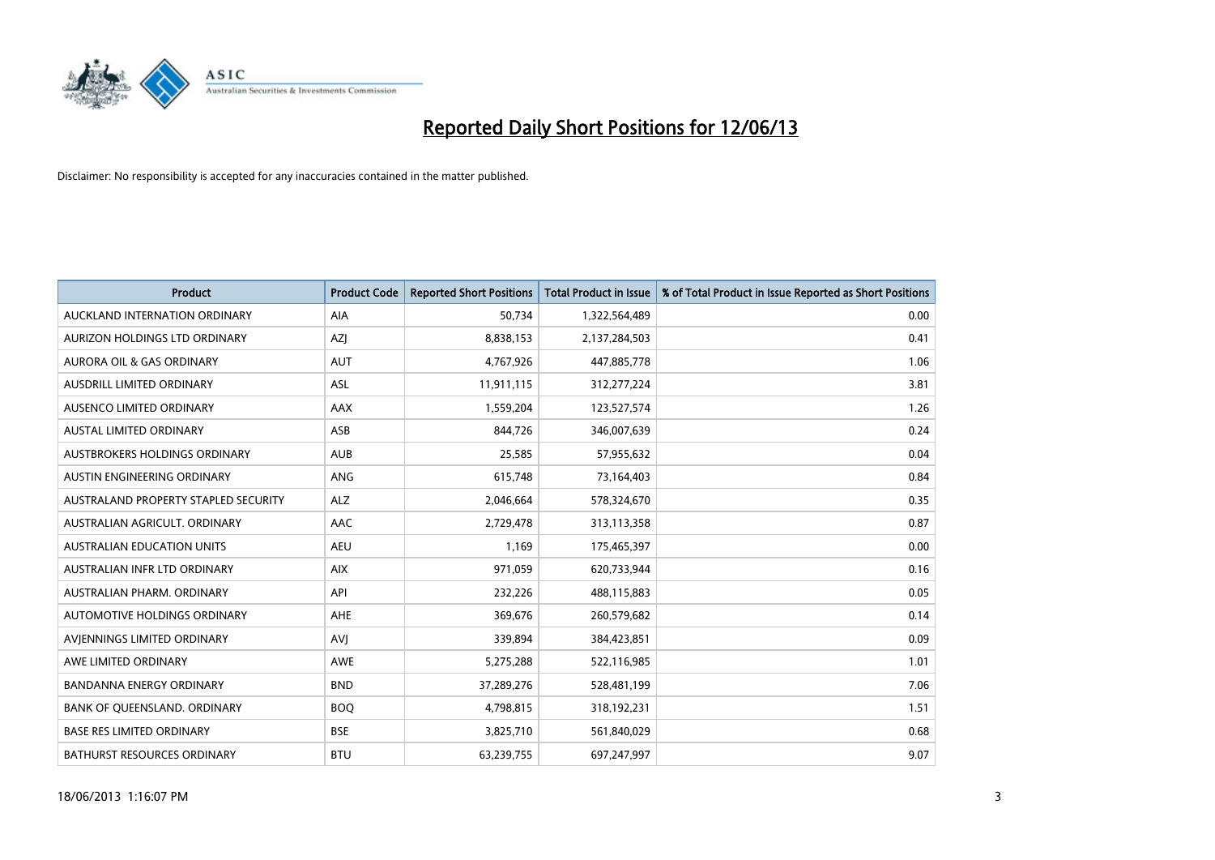# Reported Daily Short Positions for 12/06/13

Disclaimer: No responsibility is accepted for any inaccuracies contained in the matter published.

| Product | Product Code | Reported Short Positions | Total Product in Issue | % of Total Product in Issue Reported as Short Positions |
|---|---|---|---|---|
| AUCKLAND INTERNATION ORDINARY | AIA | 50,734 | 1,322,564,489 | 0.00 |
| AURIZON HOLDINGS LTD ORDINARY | AZJ | 8,838,153 | 2,137,284,503 | 0.41 |
| AURORA OIL & GAS ORDINARY | AUT | 4,767,926 | 447,885,778 | 1.06 |
| AUSDRILL LIMITED ORDINARY | ASL | 11,911,115 | 312,277,224 | 3.81 |
| AUSENCO LIMITED ORDINARY | AAX | 1,559,204 | 123,527,574 | 1.26 |
| AUSTAL LIMITED ORDINARY | ASB | 844,726 | 346,007,639 | 0.24 |
| AUSTBROKERS HOLDINGS ORDINARY | AUB | 25,585 | 57,955,632 | 0.04 |
| AUSTIN ENGINEERING ORDINARY | ANG | 615,748 | 73,164,403 | 0.84 |
| AUSTRALAND PROPERTY STAPLED SECURITY | ALZ | 2,046,664 | 578,324,670 | 0.35 |
| AUSTRALIAN AGRICULT. ORDINARY | AAC | 2,729,478 | 313,113,358 | 0.87 |
| AUSTRALIAN EDUCATION UNITS | AEU | 1,169 | 175,465,397 | 0.00 |
| AUSTRALIAN INFR LTD ORDINARY | AIX | 971,059 | 620,733,944 | 0.16 |
| AUSTRALIAN PHARM. ORDINARY | API | 232,226 | 488,115,883 | 0.05 |
| AUTOMOTIVE HOLDINGS ORDINARY | AHE | 369,676 | 260,579,682 | 0.14 |
| AVJENNINGS LIMITED ORDINARY | AVJ | 339,894 | 384,423,851 | 0.09 |
| AWE LIMITED ORDINARY | AWE | 5,275,288 | 522,116,985 | 1.01 |
| BANDANNA ENERGY ORDINARY | BND | 37,289,276 | 528,481,199 | 7.06 |
| BANK OF QUEENSLAND. ORDINARY | BOQ | 4,798,815 | 318,192,231 | 1.51 |
| BASE RES LIMITED ORDINARY | BSE | 3,825,710 | 561,840,029 | 0.68 |
| BATHURST RESOURCES ORDINARY | BTU | 63,239,755 | 697,247,997 | 9.07 |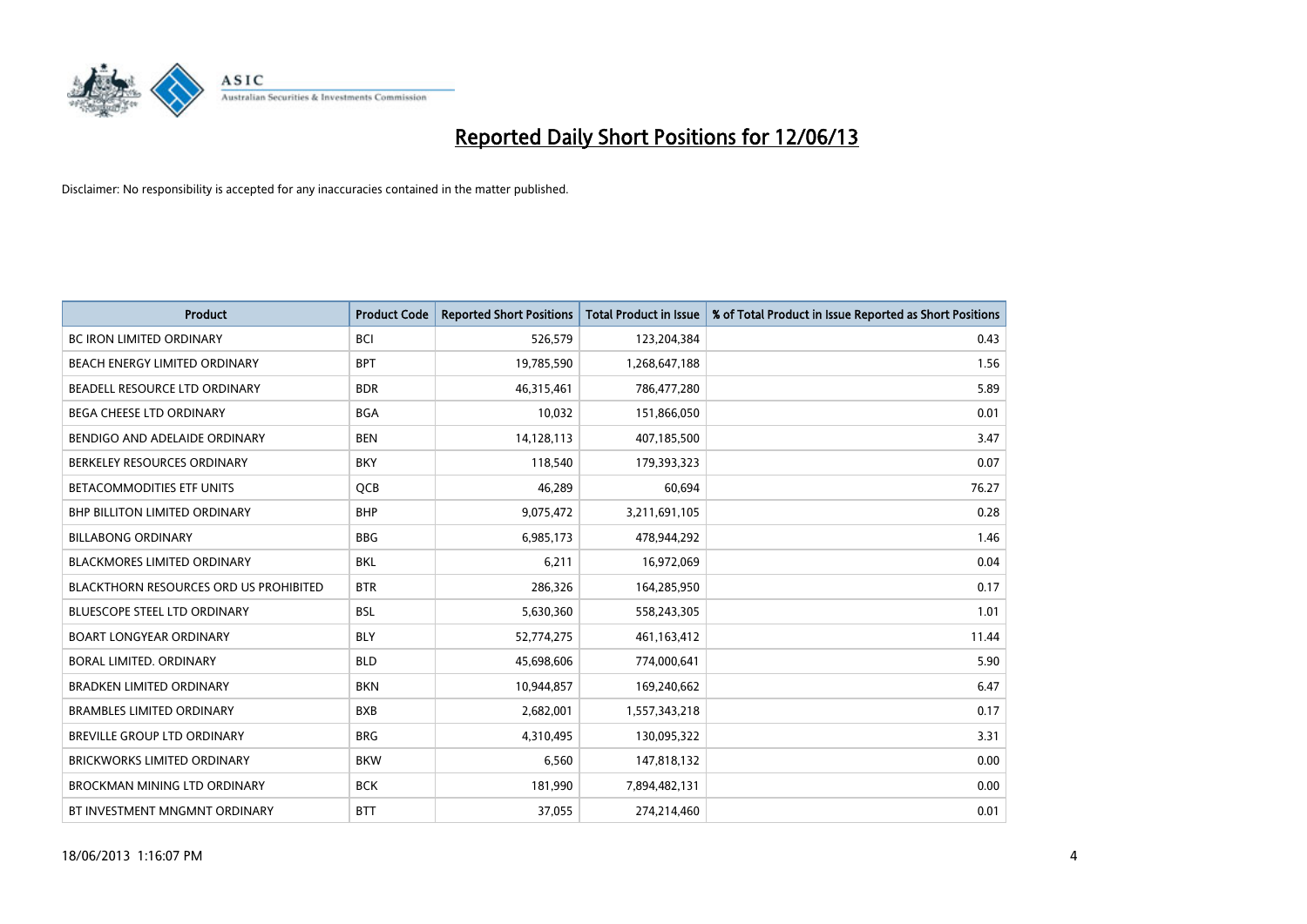# Reported Daily Short Positions for 12/06/13

Disclaimer: No responsibility is accepted for any inaccuracies contained in the matter published.

| Product | Product Code | Reported Short Positions | Total Product in Issue | % of Total Product in Issue Reported as Short Positions |
|---|---|---|---|---|
| BC IRON LIMITED ORDINARY | BCI | 526,579 | 123,204,384 | 0.43 |
| BEACH ENERGY LIMITED ORDINARY | BPT | 19,785,590 | 1,268,647,188 | 1.56 |
| BEADELL RESOURCE LTD ORDINARY | BDR | 46,315,461 | 786,477,280 | 5.89 |
| BEGA CHEESE LTD ORDINARY | BGA | 10,032 | 151,866,050 | 0.01 |
| BENDIGO AND ADELAIDE ORDINARY | BEN | 14,128,113 | 407,185,500 | 3.47 |
| BERKELEY RESOURCES ORDINARY | BKY | 118,540 | 179,393,323 | 0.07 |
| BETACOMMODITIES ETF UNITS | QCB | 46,289 | 60,694 | 76.27 |
| BHP BILLITON LIMITED ORDINARY | BHP | 9,075,472 | 3,211,691,105 | 0.28 |
| BILLABONG ORDINARY | BBG | 6,985,173 | 478,944,292 | 1.46 |
| BLACKMORES LIMITED ORDINARY | BKL | 6,211 | 16,972,069 | 0.04 |
| BLACKTHORN RESOURCES ORD US PROHIBITED | BTR | 286,326 | 164,285,950 | 0.17 |
| BLUESCOPE STEEL LTD ORDINARY | BSL | 5,630,360 | 558,243,305 | 1.01 |
| BOART LONGYEAR ORDINARY | BLY | 52,774,275 | 461,163,412 | 11.44 |
| BORAL LIMITED. ORDINARY | BLD | 45,698,606 | 774,000,641 | 5.90 |
| BRADKEN LIMITED ORDINARY | BKN | 10,944,857 | 169,240,662 | 6.47 |
| BRAMBLES LIMITED ORDINARY | BXB | 2,682,001 | 1,557,343,218 | 0.17 |
| BREVILLE GROUP LTD ORDINARY | BRG | 4,310,495 | 130,095,322 | 3.31 |
| BRICKWORKS LIMITED ORDINARY | BKW | 6,560 | 147,818,132 | 0.00 |
| BROCKMAN MINING LTD ORDINARY | BCK | 181,990 | 7,894,482,131 | 0.00 |
| BT INVESTMENT MNGMNT ORDINARY | BTT | 37,055 | 274,214,460 | 0.01 |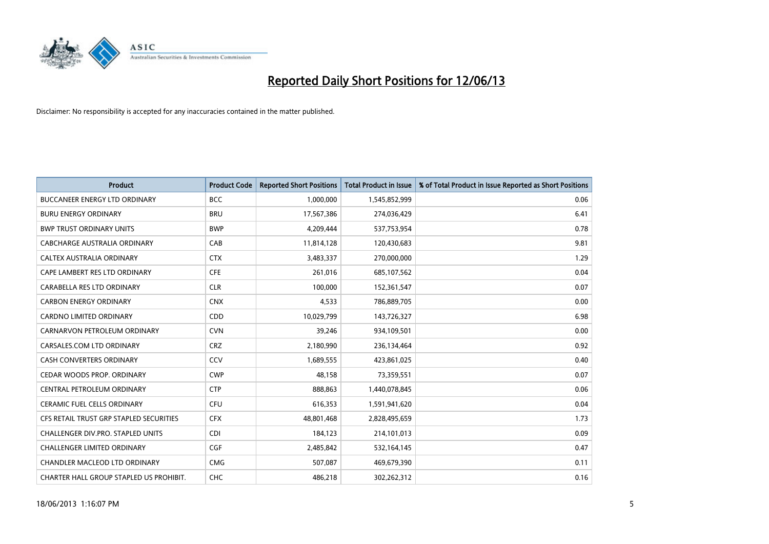# Reported Daily Short Positions for 12/06/13

Disclaimer: No responsibility is accepted for any inaccuracies contained in the matter published.

| Product | Product Code | Reported Short Positions | Total Product in Issue | % of Total Product in Issue Reported as Short Positions |
|---|---|---|---|---|
| BUCCANEER ENERGY LTD ORDINARY | BCC | 1,000,000 | 1,545,852,999 | 0.06 |
| BURU ENERGY ORDINARY | BRU | 17,567,386 | 274,036,429 | 6.41 |
| BWP TRUST ORDINARY UNITS | BWP | 4,209,444 | 537,753,954 | 0.78 |
| CABCHARGE AUSTRALIA ORDINARY | CAB | 11,814,128 | 120,430,683 | 9.81 |
| CALTEX AUSTRALIA ORDINARY | CTX | 3,483,337 | 270,000,000 | 1.29 |
| CAPE LAMBERT RES LTD ORDINARY | CFE | 261,016 | 685,107,562 | 0.04 |
| CARABELLA RES LTD ORDINARY | CLR | 100,000 | 152,361,547 | 0.07 |
| CARBON ENERGY ORDINARY | CNX | 4,533 | 786,889,705 | 0.00 |
| CARDNO LIMITED ORDINARY | CDD | 10,029,799 | 143,726,327 | 6.98 |
| CARNARVON PETROLEUM ORDINARY | CVN | 39,246 | 934,109,501 | 0.00 |
| CARSALES.COM LTD ORDINARY | CRZ | 2,180,990 | 236,134,464 | 0.92 |
| CASH CONVERTERS ORDINARY | CCV | 1,689,555 | 423,861,025 | 0.40 |
| CEDAR WOODS PROP. ORDINARY | CWP | 48,158 | 73,359,551 | 0.07 |
| CENTRAL PETROLEUM ORDINARY | CTP | 888,863 | 1,440,078,845 | 0.06 |
| CERAMIC FUEL CELLS ORDINARY | CFU | 616,353 | 1,591,941,620 | 0.04 |
| CFS RETAIL TRUST GRP STAPLED SECURITIES | CFX | 48,801,468 | 2,828,495,659 | 1.73 |
| CHALLENGER DIV.PRO. STAPLED UNITS | CDI | 184,123 | 214,101,013 | 0.09 |
| CHALLENGER LIMITED ORDINARY | CGF | 2,485,842 | 532,164,145 | 0.47 |
| CHANDLER MACLEOD LTD ORDINARY | CMG | 507,087 | 469,679,390 | 0.11 |
| CHARTER HALL GROUP STAPLED US PROHIBIT. | CHC | 486,218 | 302,262,312 | 0.16 |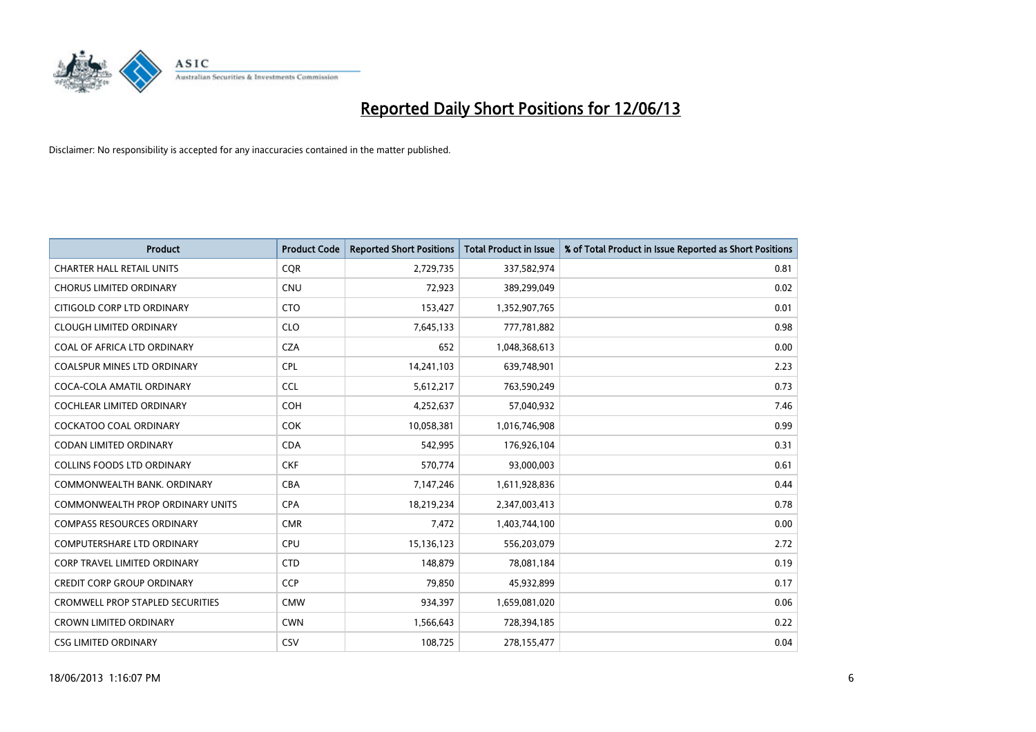# Reported Daily Short Positions for 12/06/13

Disclaimer: No responsibility is accepted for any inaccuracies contained in the matter published.

| Product | Product Code | Reported Short Positions | Total Product in Issue | % of Total Product in Issue Reported as Short Positions |
|---|---|---|---|---|
| CHARTER HALL RETAIL UNITS | CQR | 2,729,735 | 337,582,974 | 0.81 |
| CHORUS LIMITED ORDINARY | CNU | 72,923 | 389,299,049 | 0.02 |
| CITIGOLD CORP LTD ORDINARY | CTO | 153,427 | 1,352,907,765 | 0.01 |
| CLOUGH LIMITED ORDINARY | CLO | 7,645,133 | 777,781,882 | 0.98 |
| COAL OF AFRICA LTD ORDINARY | CZA | 652 | 1,048,368,613 | 0.00 |
| COALSPUR MINES LTD ORDINARY | CPL | 14,241,103 | 639,748,901 | 2.23 |
| COCA-COLA AMATIL ORDINARY | CCL | 5,612,217 | 763,590,249 | 0.73 |
| COCHLEAR LIMITED ORDINARY | COH | 4,252,637 | 57,040,932 | 7.46 |
| COCKATOO COAL ORDINARY | COK | 10,058,381 | 1,016,746,908 | 0.99 |
| CODAN LIMITED ORDINARY | CDA | 542,995 | 176,926,104 | 0.31 |
| COLLINS FOODS LTD ORDINARY | CKF | 570,774 | 93,000,003 | 0.61 |
| COMMONWEALTH BANK. ORDINARY | CBA | 7,147,246 | 1,611,928,836 | 0.44 |
| COMMONWEALTH PROP ORDINARY UNITS | CPA | 18,219,234 | 2,347,003,413 | 0.78 |
| COMPASS RESOURCES ORDINARY | CMR | 7,472 | 1,403,744,100 | 0.00 |
| COMPUTERSHARE LTD ORDINARY | CPU | 15,136,123 | 556,203,079 | 2.72 |
| CORP TRAVEL LIMITED ORDINARY | CTD | 148,879 | 78,081,184 | 0.19 |
| CREDIT CORP GROUP ORDINARY | CCP | 79,850 | 45,932,899 | 0.17 |
| CROMWELL PROP STAPLED SECURITIES | CMW | 934,397 | 1,659,081,020 | 0.06 |
| CROWN LIMITED ORDINARY | CWN | 1,566,643 | 728,394,185 | 0.22 |
| CSG LIMITED ORDINARY | CSV | 108,725 | 278,155,477 | 0.04 |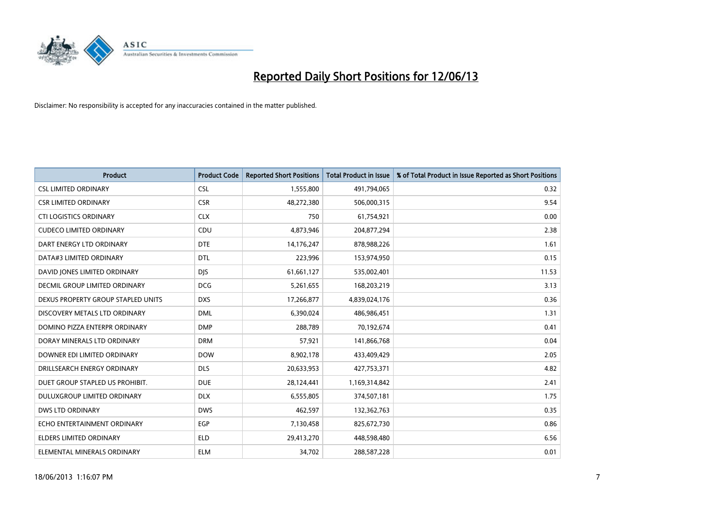# Reported Daily Short Positions for 12/06/13

Disclaimer: No responsibility is accepted for any inaccuracies contained in the matter published.

| Product | Product Code | Reported Short Positions | Total Product in Issue | % of Total Product in Issue Reported as Short Positions |
| --- | --- | --- | --- | --- |
| CSL LIMITED ORDINARY | CSL | 1,555,800 | 491,794,065 | 0.32 |
| CSR LIMITED ORDINARY | CSR | 48,272,380 | 506,000,315 | 9.54 |
| CTI LOGISTICS ORDINARY | CLX | 750 | 61,754,921 | 0.00 |
| CUDECO LIMITED ORDINARY | CDU | 4,873,946 | 204,877,294 | 2.38 |
| DART ENERGY LTD ORDINARY | DTE | 14,176,247 | 878,988,226 | 1.61 |
| DATA#3 LIMITED ORDINARY | DTL | 223,996 | 153,974,950 | 0.15 |
| DAVID JONES LIMITED ORDINARY | DJS | 61,661,127 | 535,002,401 | 11.53 |
| DECMIL GROUP LIMITED ORDINARY | DCG | 5,261,655 | 168,203,219 | 3.13 |
| DEXUS PROPERTY GROUP STAPLED UNITS | DXS | 17,266,877 | 4,839,024,176 | 0.36 |
| DISCOVERY METALS LTD ORDINARY | DML | 6,390,024 | 486,986,451 | 1.31 |
| DOMINO PIZZA ENTERPR ORDINARY | DMP | 288,789 | 70,192,674 | 0.41 |
| DORAY MINERALS LTD ORDINARY | DRM | 57,921 | 141,866,768 | 0.04 |
| DOWNER EDI LIMITED ORDINARY | DOW | 8,902,178 | 433,409,429 | 2.05 |
| DRILLSEARCH ENERGY ORDINARY | DLS | 20,633,953 | 427,753,371 | 4.82 |
| DUET GROUP STAPLED US PROHIBIT. | DUE | 28,124,441 | 1,169,314,842 | 2.41 |
| DULUXGROUP LIMITED ORDINARY | DLX | 6,555,805 | 374,507,181 | 1.75 |
| DWS LTD ORDINARY | DWS | 462,597 | 132,362,763 | 0.35 |
| ECHO ENTERTAINMENT ORDINARY | EGP | 7,130,458 | 825,672,730 | 0.86 |
| ELDERS LIMITED ORDINARY | ELD | 29,413,270 | 448,598,480 | 6.56 |
| ELEMENTAL MINERALS ORDINARY | ELM | 34,702 | 288,587,228 | 0.01 |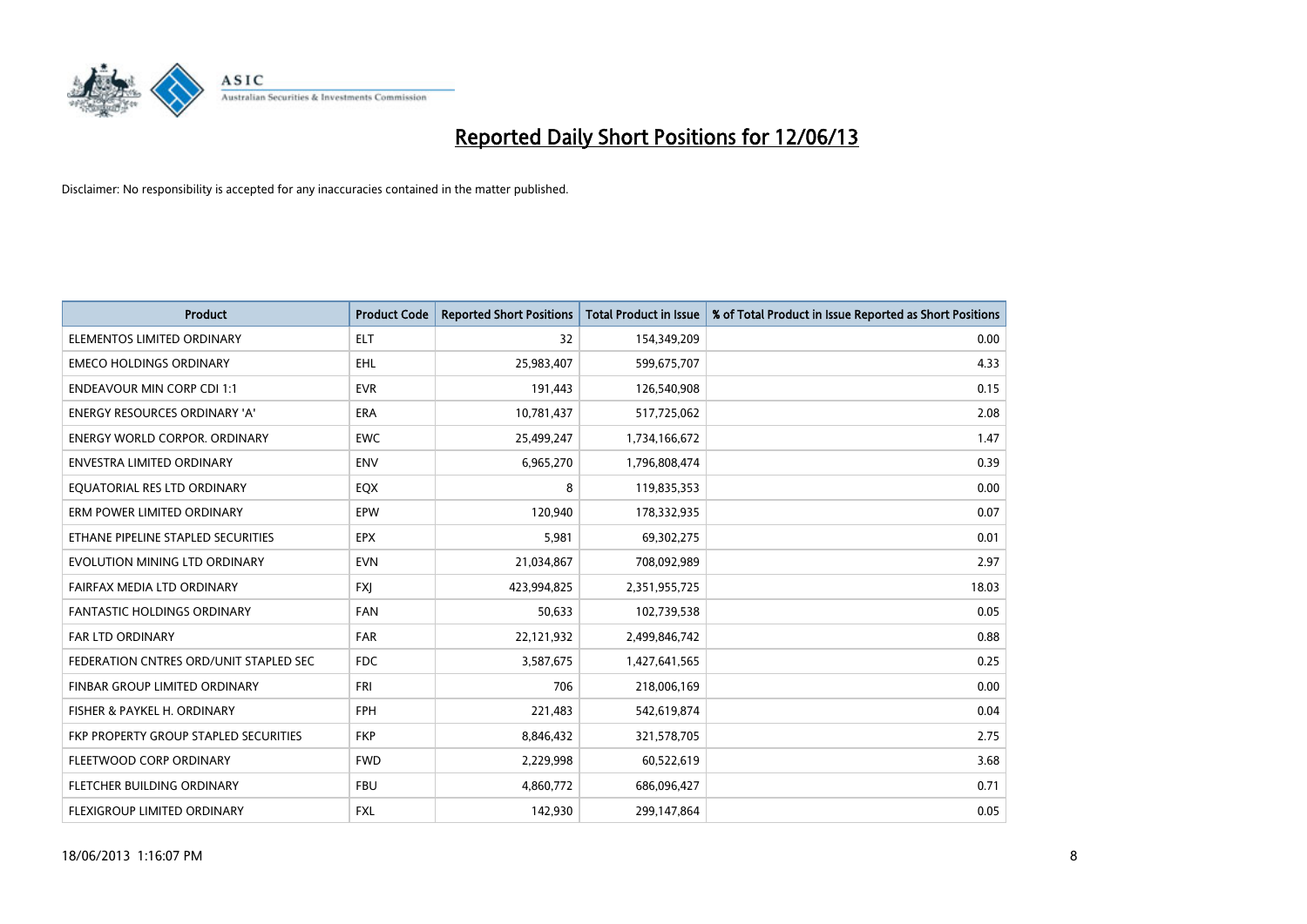# Reported Daily Short Positions for 12/06/13

Disclaimer: No responsibility is accepted for any inaccuracies contained in the matter published.

| Product | Product Code | Reported Short Positions | Total Product in Issue | % of Total Product in Issue Reported as Short Positions |
|---|---|---|---|---|
| ELEMENTOS LIMITED ORDINARY | ELT | 32 | 154,349,209 | 0.00 |
| EMECO HOLDINGS ORDINARY | EHL | 25,983,407 | 599,675,707 | 4.33 |
| ENDEAVOUR MIN CORP CDI 1:1 | EVR | 191,443 | 126,540,908 | 0.15 |
| ENERGY RESOURCES ORDINARY 'A' | ERA | 10,781,437 | 517,725,062 | 2.08 |
| ENERGY WORLD CORPOR. ORDINARY | EWC | 25,499,247 | 1,734,166,672 | 1.47 |
| ENVESTRA LIMITED ORDINARY | ENV | 6,965,270 | 1,796,808,474 | 0.39 |
| EQUATORIAL RES LTD ORDINARY | EQX | 8 | 119,835,353 | 0.00 |
| ERM POWER LIMITED ORDINARY | EPW | 120,940 | 178,332,935 | 0.07 |
| ETHANE PIPELINE STAPLED SECURITIES | EPX | 5,981 | 69,302,275 | 0.01 |
| EVOLUTION MINING LTD ORDINARY | EVN | 21,034,867 | 708,092,989 | 2.97 |
| FAIRFAX MEDIA LTD ORDINARY | FXJ | 423,994,825 | 2,351,955,725 | 18.03 |
| FANTASTIC HOLDINGS ORDINARY | FAN | 50,633 | 102,739,538 | 0.05 |
| FAR LTD ORDINARY | FAR | 22,121,932 | 2,499,846,742 | 0.88 |
| FEDERATION CNTRES ORD/UNIT STAPLED SEC | FDC | 3,587,675 | 1,427,641,565 | 0.25 |
| FINBAR GROUP LIMITED ORDINARY | FRI | 706 | 218,006,169 | 0.00 |
| FISHER & PAYKEL H. ORDINARY | FPH | 221,483 | 542,619,874 | 0.04 |
| FKP PROPERTY GROUP STAPLED SECURITIES | FKP | 8,846,432 | 321,578,705 | 2.75 |
| FLEETWOOD CORP ORDINARY | FWD | 2,229,998 | 60,522,619 | 3.68 |
| FLETCHER BUILDING ORDINARY | FBU | 4,860,772 | 686,096,427 | 0.71 |
| FLEXIGROUP LIMITED ORDINARY | FXL | 142,930 | 299,147,864 | 0.05 |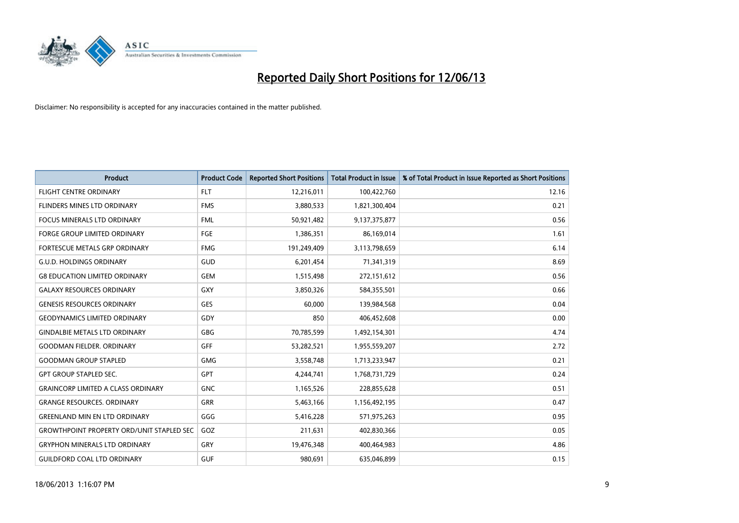# Reported Daily Short Positions for 12/06/13

Disclaimer: No responsibility is accepted for any inaccuracies contained in the matter published.

| Product | Product Code | Reported Short Positions | Total Product in Issue | % of Total Product in Issue Reported as Short Positions |
|---|---|---|---|---|
| FLIGHT CENTRE ORDINARY | FLT | 12,216,011 | 100,422,760 | 12.16 |
| FLINDERS MINES LTD ORDINARY | FMS | 3,880,533 | 1,821,300,404 | 0.21 |
| FOCUS MINERALS LTD ORDINARY | FML | 50,921,482 | 9,137,375,877 | 0.56 |
| FORGE GROUP LIMITED ORDINARY | FGE | 1,386,351 | 86,169,014 | 1.61 |
| FORTESCUE METALS GRP ORDINARY | FMG | 191,249,409 | 3,113,798,659 | 6.14 |
| G.U.D. HOLDINGS ORDINARY | GUD | 6,201,454 | 71,341,319 | 8.69 |
| G8 EDUCATION LIMITED ORDINARY | GEM | 1,515,498 | 272,151,612 | 0.56 |
| GALAXY RESOURCES ORDINARY | GXY | 3,850,326 | 584,355,501 | 0.66 |
| GENESIS RESOURCES ORDINARY | GES | 60,000 | 139,984,568 | 0.04 |
| GEODYNAMICS LIMITED ORDINARY | GDY | 850 | 406,452,608 | 0.00 |
| GINDALBIE METALS LTD ORDINARY | GBG | 70,785,599 | 1,492,154,301 | 4.74 |
| GOODMAN FIELDER. ORDINARY | GFF | 53,282,521 | 1,955,559,207 | 2.72 |
| GOODMAN GROUP STAPLED | GMG | 3,558,748 | 1,713,233,947 | 0.21 |
| GPT GROUP STAPLED SEC. | GPT | 4,244,741 | 1,768,731,729 | 0.24 |
| GRAINCORP LIMITED A CLASS ORDINARY | GNC | 1,165,526 | 228,855,628 | 0.51 |
| GRANGE RESOURCES. ORDINARY | GRR | 5,463,166 | 1,156,492,195 | 0.47 |
| GREENLAND MIN EN LTD ORDINARY | GGG | 5,416,228 | 571,975,263 | 0.95 |
| GROWTHPOINT PROPERTY ORD/UNIT STAPLED SEC | GOZ | 211,631 | 402,830,366 | 0.05 |
| GRYPHON MINERALS LTD ORDINARY | GRY | 19,476,348 | 400,464,983 | 4.86 |
| GUILDFORD COAL LTD ORDINARY | GUF | 980,691 | 635,046,899 | 0.15 |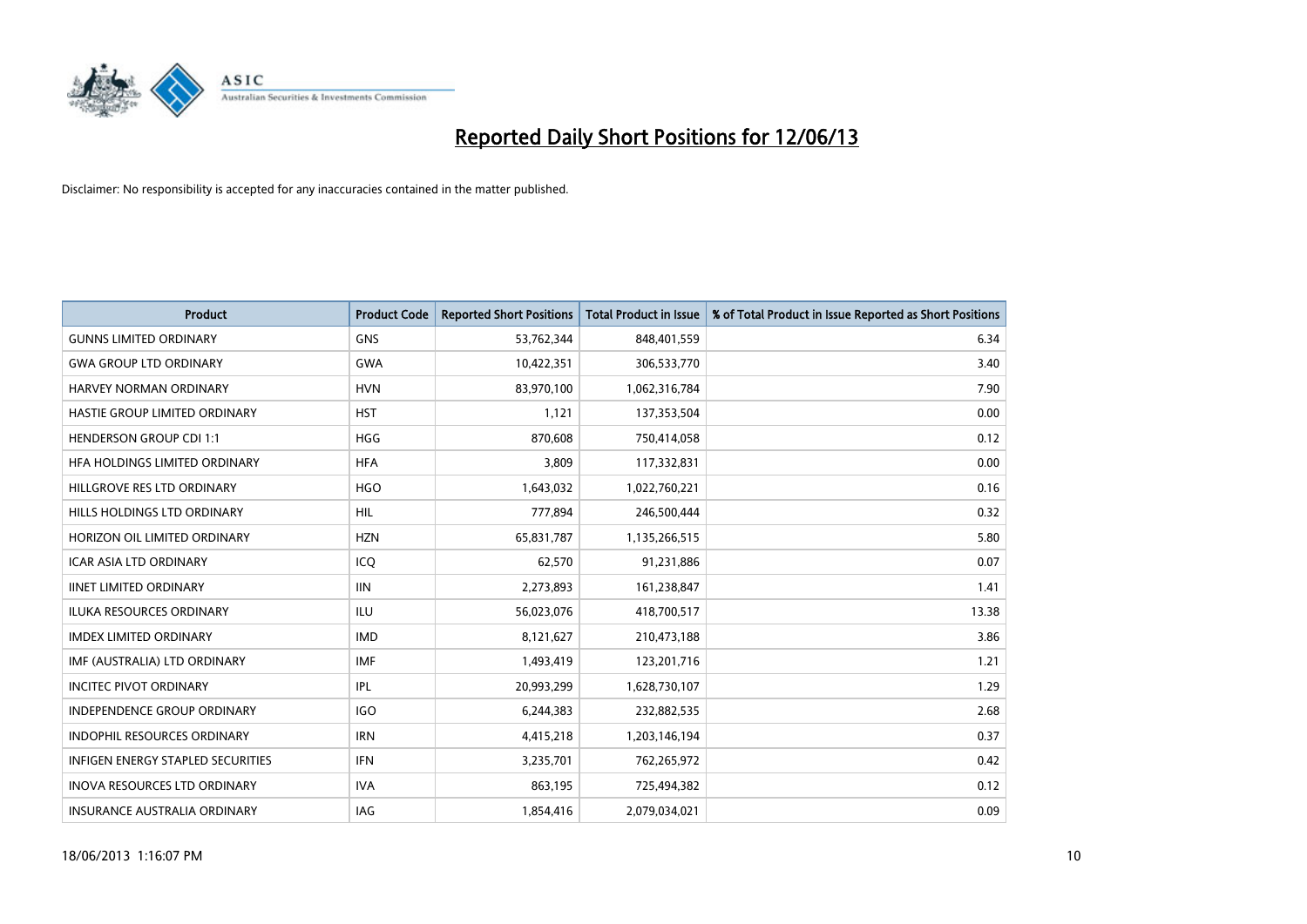# Reported Daily Short Positions for 12/06/13

Disclaimer: No responsibility is accepted for any inaccuracies contained in the matter published.

| Product | Product Code | Reported Short Positions | Total Product in Issue | % of Total Product in Issue Reported as Short Positions |
|---|---|---|---|---|
| GUNNS LIMITED ORDINARY | GNS | 53,762,344 | 848,401,559 | 6.34 |
| GWA GROUP LTD ORDINARY | GWA | 10,422,351 | 306,533,770 | 3.40 |
| HARVEY NORMAN ORDINARY | HVN | 83,970,100 | 1,062,316,784 | 7.90 |
| HASTIE GROUP LIMITED ORDINARY | HST | 1,121 | 137,353,504 | 0.00 |
| HENDERSON GROUP CDI 1:1 | HGG | 870,608 | 750,414,058 | 0.12 |
| HFA HOLDINGS LIMITED ORDINARY | HFA | 3,809 | 117,332,831 | 0.00 |
| HILLGROVE RES LTD ORDINARY | HGO | 1,643,032 | 1,022,760,221 | 0.16 |
| HILLS HOLDINGS LTD ORDINARY | HIL | 777,894 | 246,500,444 | 0.32 |
| HORIZON OIL LIMITED ORDINARY | HZN | 65,831,787 | 1,135,266,515 | 5.80 |
| ICAR ASIA LTD ORDINARY | ICQ | 62,570 | 91,231,886 | 0.07 |
| IINET LIMITED ORDINARY | IIN | 2,273,893 | 161,238,847 | 1.41 |
| ILUKA RESOURCES ORDINARY | ILU | 56,023,076 | 418,700,517 | 13.38 |
| IMDEX LIMITED ORDINARY | IMD | 8,121,627 | 210,473,188 | 3.86 |
| IMF (AUSTRALIA) LTD ORDINARY | IMF | 1,493,419 | 123,201,716 | 1.21 |
| INCITEC PIVOT ORDINARY | IPL | 20,993,299 | 1,628,730,107 | 1.29 |
| INDEPENDENCE GROUP ORDINARY | IGO | 6,244,383 | 232,882,535 | 2.68 |
| INDOPHIL RESOURCES ORDINARY | IRN | 4,415,218 | 1,203,146,194 | 0.37 |
| INFIGEN ENERGY STAPLED SECURITIES | IFN | 3,235,701 | 762,265,972 | 0.42 |
| INOVA RESOURCES LTD ORDINARY | IVA | 863,195 | 725,494,382 | 0.12 |
| INSURANCE AUSTRALIA ORDINARY | IAG | 1,854,416 | 2,079,034,021 | 0.09 |

18/06/2013 1:16:07 PM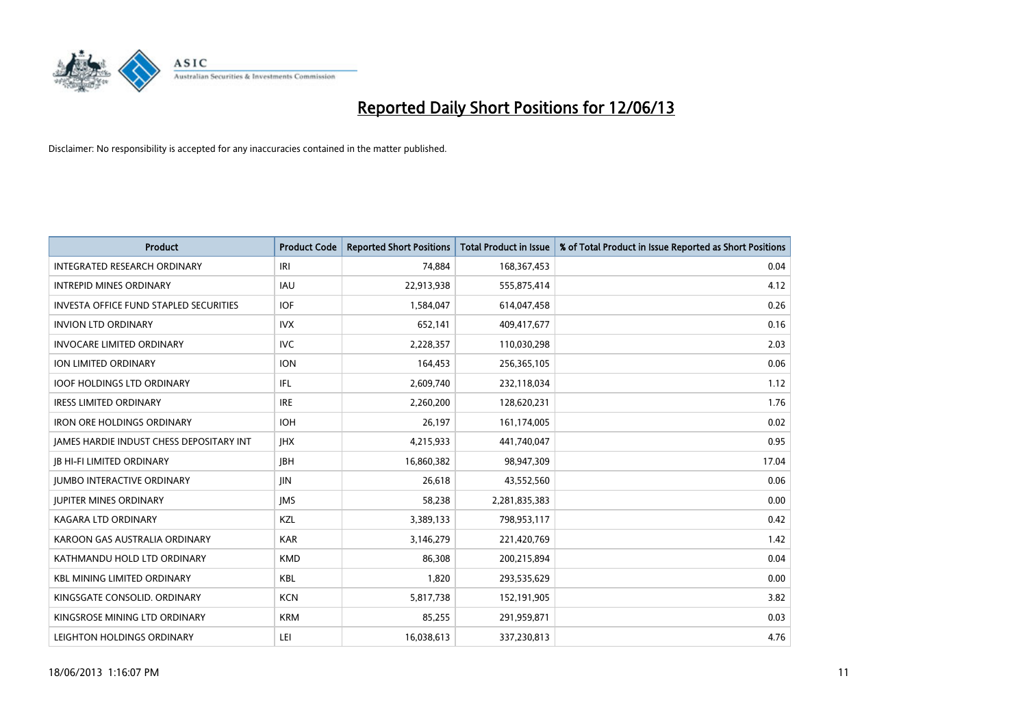# Reported Daily Short Positions for 12/06/13

Disclaimer: No responsibility is accepted for any inaccuracies contained in the matter published.

| Product | Product Code | Reported Short Positions | Total Product in Issue | % of Total Product in Issue Reported as Short Positions |
|---|---|---|---|---|
| INTEGRATED RESEARCH ORDINARY | IRI | 74,884 | 168,367,453 | 0.04 |
| INTREPID MINES ORDINARY | IAU | 22,913,938 | 555,875,414 | 4.12 |
| INVESTA OFFICE FUND STAPLED SECURITIES | IOF | 1,584,047 | 614,047,458 | 0.26 |
| INVION LTD ORDINARY | IVX | 652,141 | 409,417,677 | 0.16 |
| INVOCARE LIMITED ORDINARY | IVC | 2,228,357 | 110,030,298 | 2.03 |
| ION LIMITED ORDINARY | ION | 164,453 | 256,365,105 | 0.06 |
| IOOF HOLDINGS LTD ORDINARY | IFL | 2,609,740 | 232,118,034 | 1.12 |
| IRESS LIMITED ORDINARY | IRE | 2,260,200 | 128,620,231 | 1.76 |
| IRON ORE HOLDINGS ORDINARY | IOH | 26,197 | 161,174,005 | 0.02 |
| JAMES HARDIE INDUST CHESS DEPOSITARY INT | JHX | 4,215,933 | 441,740,047 | 0.95 |
| JB HI-FI LIMITED ORDINARY | JBH | 16,860,382 | 98,947,309 | 17.04 |
| JUMBO INTERACTIVE ORDINARY | JIN | 26,618 | 43,552,560 | 0.06 |
| JUPITER MINES ORDINARY | JMS | 58,238 | 2,281,835,383 | 0.00 |
| KAGARA LTD ORDINARY | KZL | 3,389,133 | 798,953,117 | 0.42 |
| KAROON GAS AUSTRALIA ORDINARY | KAR | 3,146,279 | 221,420,769 | 1.42 |
| KATHMANDU HOLD LTD ORDINARY | KMD | 86,308 | 200,215,894 | 0.04 |
| KBL MINING LIMITED ORDINARY | KBL | 1,820 | 293,535,629 | 0.00 |
| KINGSGATE CONSOLID. ORDINARY | KCN | 5,817,738 | 152,191,905 | 3.82 |
| KINGSROSE MINING LTD ORDINARY | KRM | 85,255 | 291,959,871 | 0.03 |
| LEIGHTON HOLDINGS ORDINARY | LEI | 16,038,613 | 337,230,813 | 4.76 |

18/06/2013 1:16:07 PM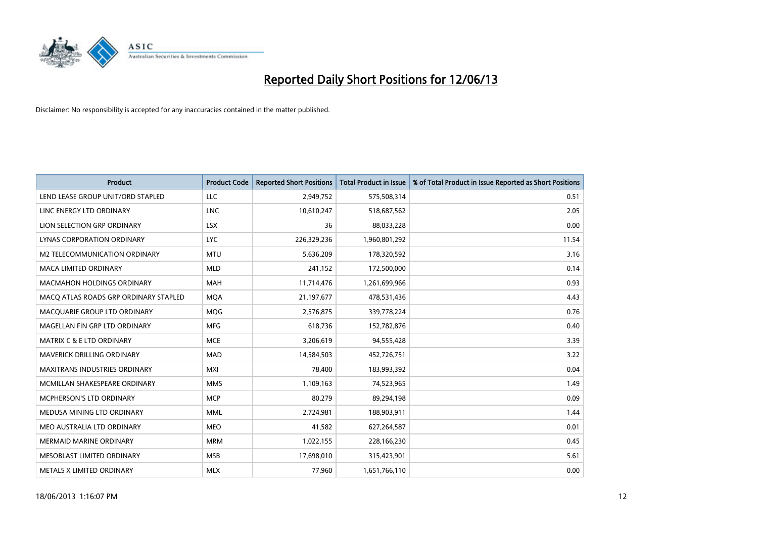# Reported Daily Short Positions for 12/06/13

Disclaimer: No responsibility is accepted for any inaccuracies contained in the matter published.

| Product | Product Code | Reported Short Positions | Total Product in Issue | % of Total Product in Issue Reported as Short Positions |
|---|---|---|---|---|
| LEND LEASE GROUP UNIT/ORD STAPLED | LLC | 2,949,752 | 575,508,314 | 0.51 |
| LINC ENERGY LTD ORDINARY | LNC | 10,610,247 | 518,687,562 | 2.05 |
| LION SELECTION GRP ORDINARY | LSX | 36 | 88,033,228 | 0.00 |
| LYNAS CORPORATION ORDINARY | LYC | 226,329,236 | 1,960,801,292 | 11.54 |
| M2 TELECOMMUNICATION ORDINARY | MTU | 5,636,209 | 178,320,592 | 3.16 |
| MACA LIMITED ORDINARY | MLD | 241,152 | 172,500,000 | 0.14 |
| MACMAHON HOLDINGS ORDINARY | MAH | 11,714,476 | 1,261,699,966 | 0.93 |
| MACQ ATLAS ROADS GRP ORDINARY STAPLED | MQA | 21,197,677 | 478,531,436 | 4.43 |
| MACQUARIE GROUP LTD ORDINARY | MQG | 2,576,875 | 339,778,224 | 0.76 |
| MAGELLAN FIN GRP LTD ORDINARY | MFG | 618,736 | 152,782,876 | 0.40 |
| MATRIX C & E LTD ORDINARY | MCE | 3,206,619 | 94,555,428 | 3.39 |
| MAVERICK DRILLING ORDINARY | MAD | 14,584,503 | 452,726,751 | 3.22 |
| MAXITRANS INDUSTRIES ORDINARY | MXI | 78,400 | 183,993,392 | 0.04 |
| MCMILLAN SHAKESPEARE ORDINARY | MMS | 1,109,163 | 74,523,965 | 1.49 |
| MCPHERSON'S LTD ORDINARY | MCP | 80,279 | 89,294,198 | 0.09 |
| MEDUSA MINING LTD ORDINARY | MML | 2,724,981 | 188,903,911 | 1.44 |
| MEO AUSTRALIA LTD ORDINARY | MEO | 41,582 | 627,264,587 | 0.01 |
| MERMAID MARINE ORDINARY | MRM | 1,022,155 | 228,166,230 | 0.45 |
| MESOBLAST LIMITED ORDINARY | MSB | 17,698,010 | 315,423,901 | 5.61 |
| METALS X LIMITED ORDINARY | MLX | 77,960 | 1,651,766,110 | 0.00 |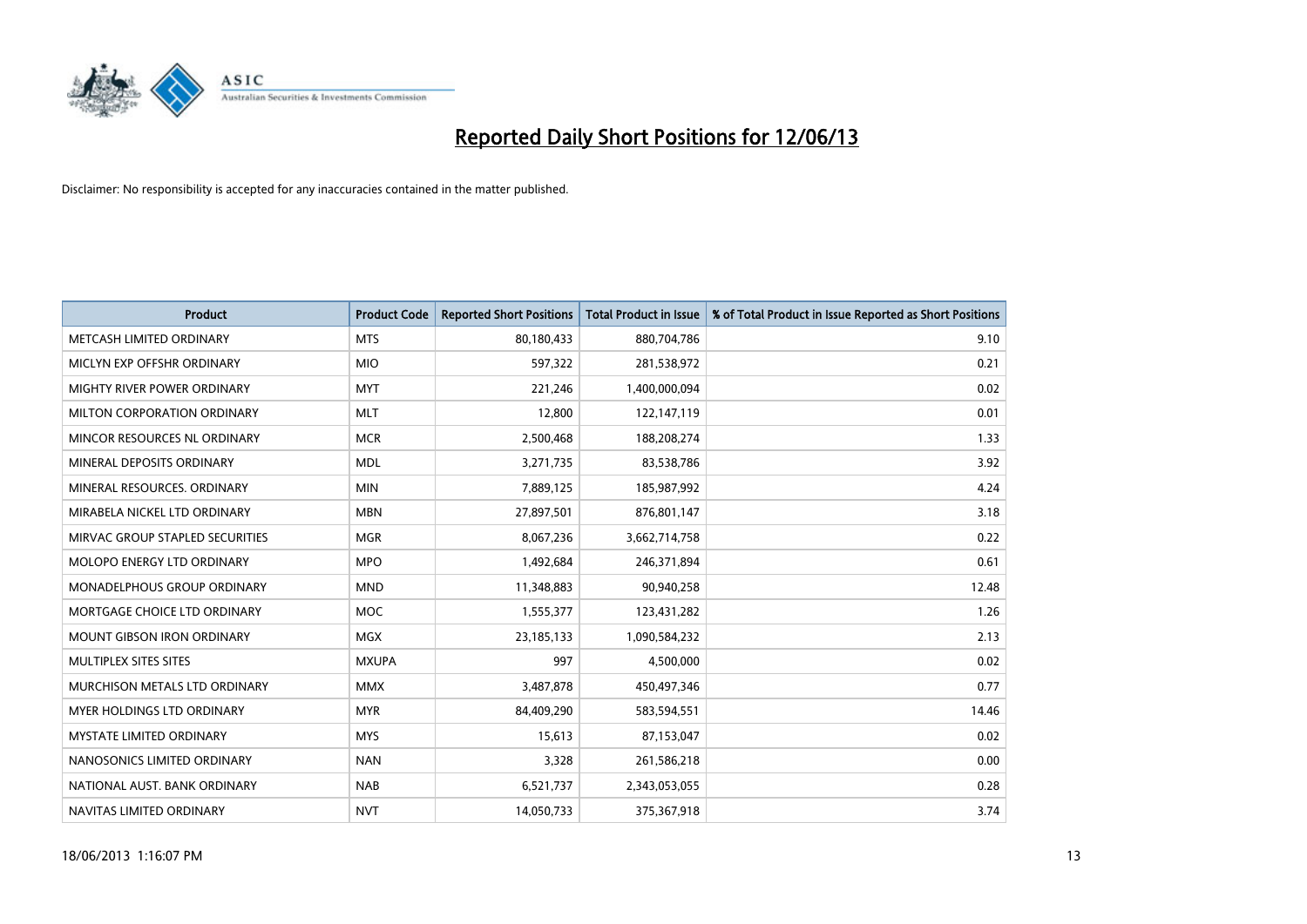# Reported Daily Short Positions for 12/06/13

Disclaimer: No responsibility is accepted for any inaccuracies contained in the matter published.

| Product | Product Code | Reported Short Positions | Total Product in Issue | % of Total Product in Issue Reported as Short Positions |
|---|---|---|---|---|
| METCASH LIMITED ORDINARY | MTS | 80,180,433 | 880,704,786 | 9.10 |
| MICLYN EXP OFFSHR ORDINARY | MIO | 597,322 | 281,538,972 | 0.21 |
| MIGHTY RIVER POWER ORDINARY | MYT | 221,246 | 1,400,000,094 | 0.02 |
| MILTON CORPORATION ORDINARY | MLT | 12,800 | 122,147,119 | 0.01 |
| MINCOR RESOURCES NL ORDINARY | MCR | 2,500,468 | 188,208,274 | 1.33 |
| MINERAL DEPOSITS ORDINARY | MDL | 3,271,735 | 83,538,786 | 3.92 |
| MINERAL RESOURCES. ORDINARY | MIN | 7,889,125 | 185,987,992 | 4.24 |
| MIRABELA NICKEL LTD ORDINARY | MBN | 27,897,501 | 876,801,147 | 3.18 |
| MIRVAC GROUP STAPLED SECURITIES | MGR | 8,067,236 | 3,662,714,758 | 0.22 |
| MOLOPO ENERGY LTD ORDINARY | MPO | 1,492,684 | 246,371,894 | 0.61 |
| MONADELPHOUS GROUP ORDINARY | MND | 11,348,883 | 90,940,258 | 12.48 |
| MORTGAGE CHOICE LTD ORDINARY | MOC | 1,555,377 | 123,431,282 | 1.26 |
| MOUNT GIBSON IRON ORDINARY | MGX | 23,185,133 | 1,090,584,232 | 2.13 |
| MULTIPLEX SITES SITES | MXUPA | 997 | 4,500,000 | 0.02 |
| MURCHISON METALS LTD ORDINARY | MMX | 3,487,878 | 450,497,346 | 0.77 |
| MYER HOLDINGS LTD ORDINARY | MYR | 84,409,290 | 583,594,551 | 14.46 |
| MYSTATE LIMITED ORDINARY | MYS | 15,613 | 87,153,047 | 0.02 |
| NANOSONICS LIMITED ORDINARY | NAN | 3,328 | 261,586,218 | 0.00 |
| NATIONAL AUST. BANK ORDINARY | NAB | 6,521,737 | 2,343,053,055 | 0.28 |
| NAVITAS LIMITED ORDINARY | NVT | 14,050,733 | 375,367,918 | 3.74 |

18/06/2013 1:16:07 PM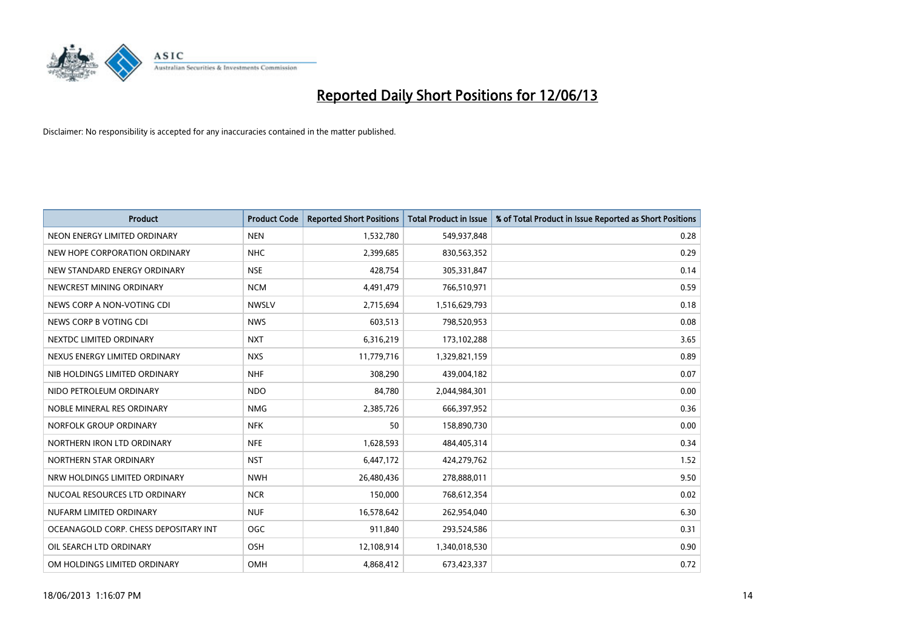# Reported Daily Short Positions for 12/06/13

Disclaimer: No responsibility is accepted for any inaccuracies contained in the matter published.

| Product | Product Code | Reported Short Positions | Total Product in Issue | % of Total Product in Issue Reported as Short Positions |
|---|---|---|---|---|
| NEON ENERGY LIMITED ORDINARY | NEN | 1,532,780 | 549,937,848 | 0.28 |
| NEW HOPE CORPORATION ORDINARY | NHC | 2,399,685 | 830,563,352 | 0.29 |
| NEW STANDARD ENERGY ORDINARY | NSE | 428,754 | 305,331,847 | 0.14 |
| NEWCREST MINING ORDINARY | NCM | 4,491,479 | 766,510,971 | 0.59 |
| NEWS CORP A NON-VOTING CDI | NWSLV | 2,715,694 | 1,516,629,793 | 0.18 |
| NEWS CORP B VOTING CDI | NWS | 603,513 | 798,520,953 | 0.08 |
| NEXTDC LIMITED ORDINARY | NXT | 6,316,219 | 173,102,288 | 3.65 |
| NEXUS ENERGY LIMITED ORDINARY | NXS | 11,779,716 | 1,329,821,159 | 0.89 |
| NIB HOLDINGS LIMITED ORDINARY | NHF | 308,290 | 439,004,182 | 0.07 |
| NIDO PETROLEUM ORDINARY | NDO | 84,780 | 2,044,984,301 | 0.00 |
| NOBLE MINERAL RES ORDINARY | NMG | 2,385,726 | 666,397,952 | 0.36 |
| NORFOLK GROUP ORDINARY | NFK | 50 | 158,890,730 | 0.00 |
| NORTHERN IRON LTD ORDINARY | NFE | 1,628,593 | 484,405,314 | 0.34 |
| NORTHERN STAR ORDINARY | NST | 6,447,172 | 424,279,762 | 1.52 |
| NRW HOLDINGS LIMITED ORDINARY | NWH | 26,480,436 | 278,888,011 | 9.50 |
| NUCOAL RESOURCES LTD ORDINARY | NCR | 150,000 | 768,612,354 | 0.02 |
| NUFARM LIMITED ORDINARY | NUF | 16,578,642 | 262,954,040 | 6.30 |
| OCEANAGOLD CORP. CHESS DEPOSITARY INT | OGC | 911,840 | 293,524,586 | 0.31 |
| OIL SEARCH LTD ORDINARY | OSH | 12,108,914 | 1,340,018,530 | 0.90 |
| OM HOLDINGS LIMITED ORDINARY | OMH | 4,868,412 | 673,423,337 | 0.72 |

18/06/2013 1:16:07 PM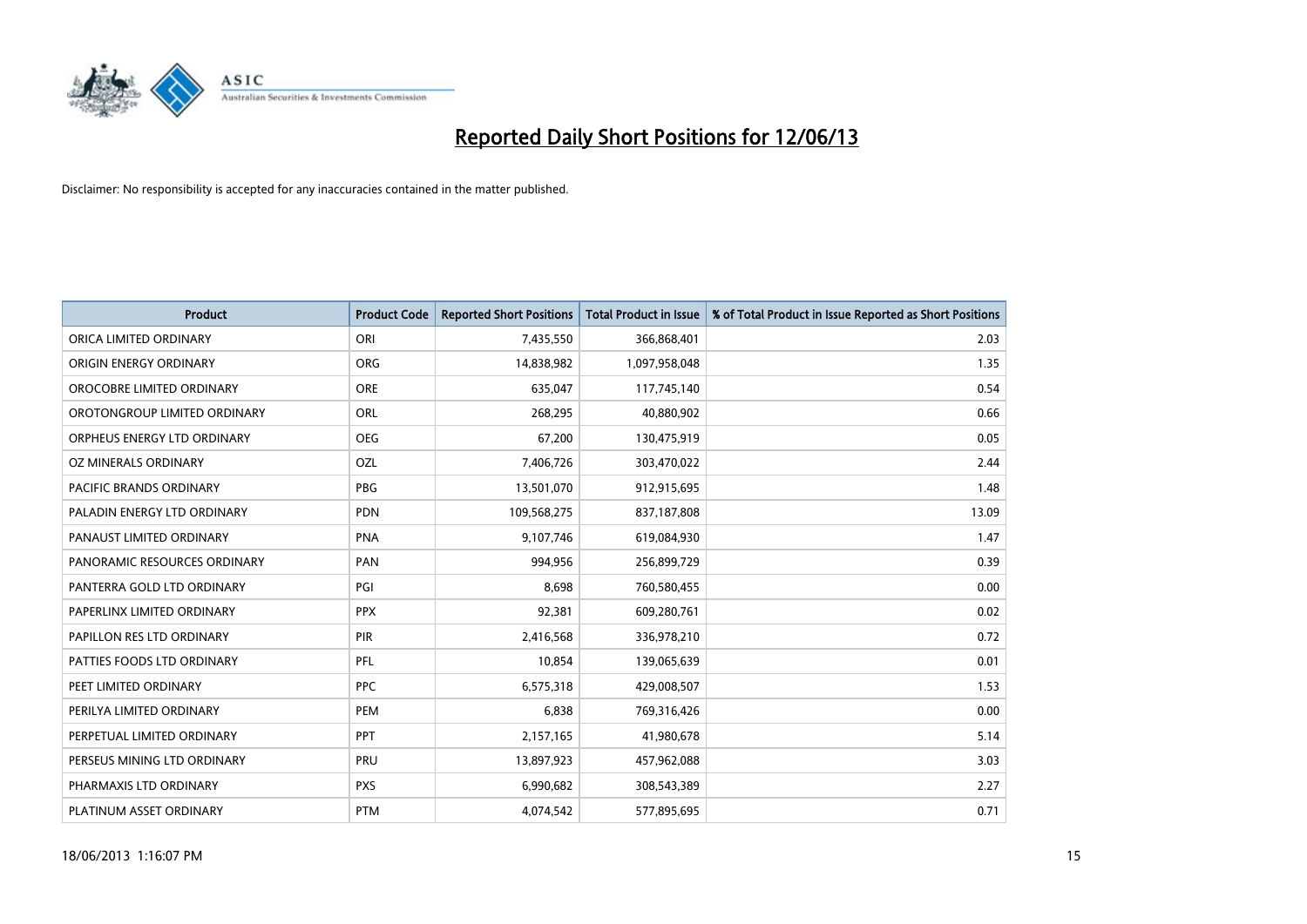# Reported Daily Short Positions for 12/06/13

Disclaimer: No responsibility is accepted for any inaccuracies contained in the matter published.

| Product | Product Code | Reported Short Positions | Total Product in Issue | % of Total Product in Issue Reported as Short Positions |
|---|---|---|---|---|
| ORICA LIMITED ORDINARY | ORI | 7,435,550 | 366,868,401 | 2.03 |
| ORIGIN ENERGY ORDINARY | ORG | 14,838,982 | 1,097,958,048 | 1.35 |
| OROCOBRE LIMITED ORDINARY | ORE | 635,047 | 117,745,140 | 0.54 |
| OROTONGROUP LIMITED ORDINARY | ORL | 268,295 | 40,880,902 | 0.66 |
| ORPHEUS ENERGY LTD ORDINARY | OEG | 67,200 | 130,475,919 | 0.05 |
| OZ MINERALS ORDINARY | OZL | 7,406,726 | 303,470,022 | 2.44 |
| PACIFIC BRANDS ORDINARY | PBG | 13,501,070 | 912,915,695 | 1.48 |
| PALADIN ENERGY LTD ORDINARY | PDN | 109,568,275 | 837,187,808 | 13.09 |
| PANAUST LIMITED ORDINARY | PNA | 9,107,746 | 619,084,930 | 1.47 |
| PANORAMIC RESOURCES ORDINARY | PAN | 994,956 | 256,899,729 | 0.39 |
| PANTERRA GOLD LTD ORDINARY | PGI | 8,698 | 760,580,455 | 0.00 |
| PAPERLINX LIMITED ORDINARY | PPX | 92,381 | 609,280,761 | 0.02 |
| PAPILLON RES LTD ORDINARY | PIR | 2,416,568 | 336,978,210 | 0.72 |
| PATTIES FOODS LTD ORDINARY | PFL | 10,854 | 139,065,639 | 0.01 |
| PEET LIMITED ORDINARY | PPC | 6,575,318 | 429,008,507 | 1.53 |
| PERILYA LIMITED ORDINARY | PEM | 6,838 | 769,316,426 | 0.00 |
| PERPETUAL LIMITED ORDINARY | PPT | 2,157,165 | 41,980,678 | 5.14 |
| PERSEUS MINING LTD ORDINARY | PRU | 13,897,923 | 457,962,088 | 3.03 |
| PHARMAXIS LTD ORDINARY | PXS | 6,990,682 | 308,543,389 | 2.27 |
| PLATINUM ASSET ORDINARY | PTM | 4,074,542 | 577,895,695 | 0.71 |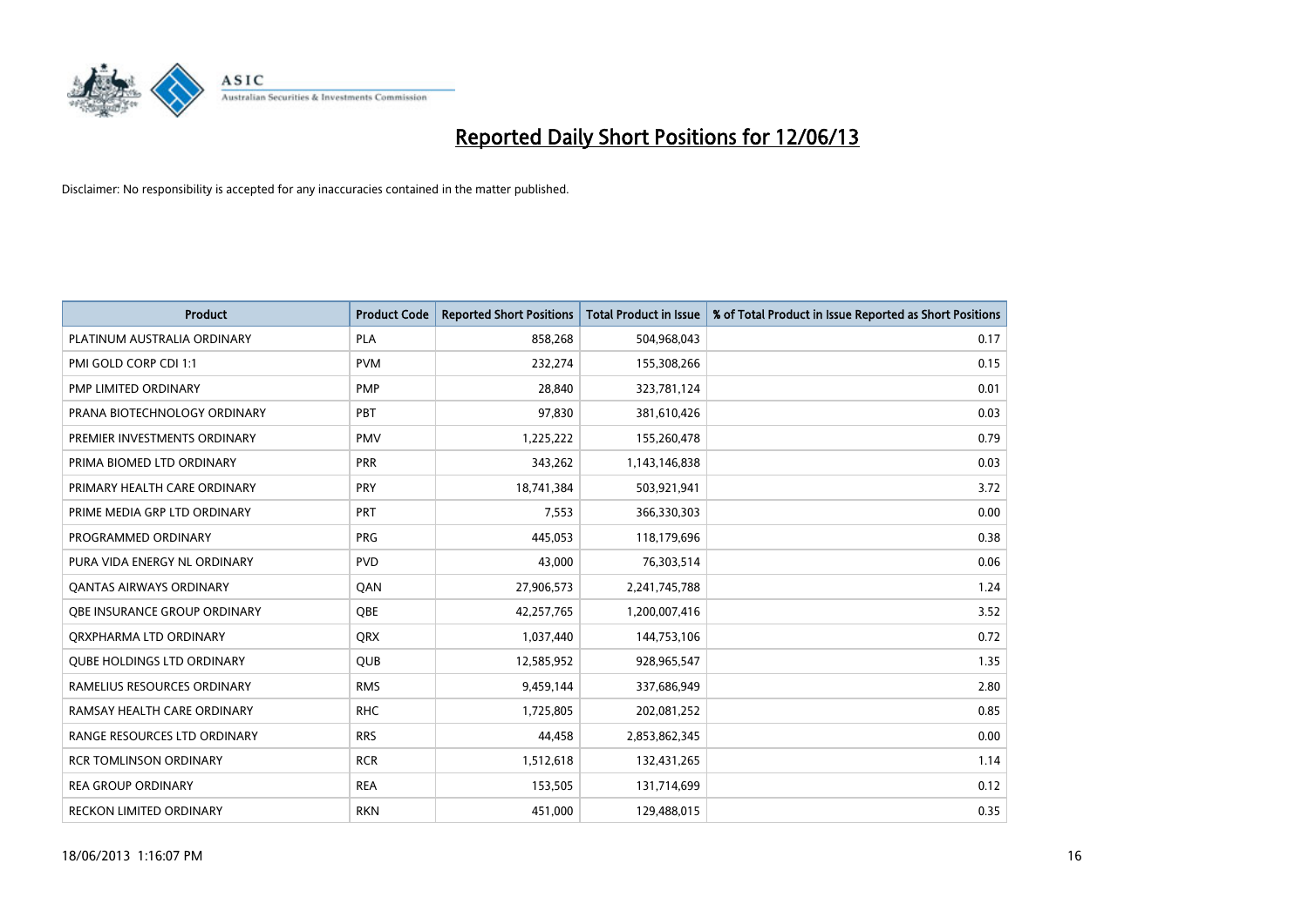# Reported Daily Short Positions for 12/06/13

Disclaimer: No responsibility is accepted for any inaccuracies contained in the matter published.

| Product | Product Code | Reported Short Positions | Total Product in Issue | % of Total Product in Issue Reported as Short Positions |
|---|---|---|---|---|
| PLATINUM AUSTRALIA ORDINARY | PLA | 858,268 | 504,968,043 | 0.17 |
| PMI GOLD CORP CDI 1:1 | PVM | 232,274 | 155,308,266 | 0.15 |
| PMP LIMITED ORDINARY | PMP | 28,840 | 323,781,124 | 0.01 |
| PRANA BIOTECHNOLOGY ORDINARY | PBT | 97,830 | 381,610,426 | 0.03 |
| PREMIER INVESTMENTS ORDINARY | PMV | 1,225,222 | 155,260,478 | 0.79 |
| PRIMA BIOMED LTD ORDINARY | PRR | 343,262 | 1,143,146,838 | 0.03 |
| PRIMARY HEALTH CARE ORDINARY | PRY | 18,741,384 | 503,921,941 | 3.72 |
| PRIME MEDIA GRP LTD ORDINARY | PRT | 7,553 | 366,330,303 | 0.00 |
| PROGRAMMED ORDINARY | PRG | 445,053 | 118,179,696 | 0.38 |
| PURA VIDA ENERGY NL ORDINARY | PVD | 43,000 | 76,303,514 | 0.06 |
| QANTAS AIRWAYS ORDINARY | QAN | 27,906,573 | 2,241,745,788 | 1.24 |
| QBE INSURANCE GROUP ORDINARY | QBE | 42,257,765 | 1,200,007,416 | 3.52 |
| QRXPHARMA LTD ORDINARY | QRX | 1,037,440 | 144,753,106 | 0.72 |
| QUBE HOLDINGS LTD ORDINARY | QUB | 12,585,952 | 928,965,547 | 1.35 |
| RAMELIUS RESOURCES ORDINARY | RMS | 9,459,144 | 337,686,949 | 2.80 |
| RAMSAY HEALTH CARE ORDINARY | RHC | 1,725,805 | 202,081,252 | 0.85 |
| RANGE RESOURCES LTD ORDINARY | RRS | 44,458 | 2,853,862,345 | 0.00 |
| RCR TOMLINSON ORDINARY | RCR | 1,512,618 | 132,431,265 | 1.14 |
| REA GROUP ORDINARY | REA | 153,505 | 131,714,699 | 0.12 |
| RECKON LIMITED ORDINARY | RKN | 451,000 | 129,488,015 | 0.35 |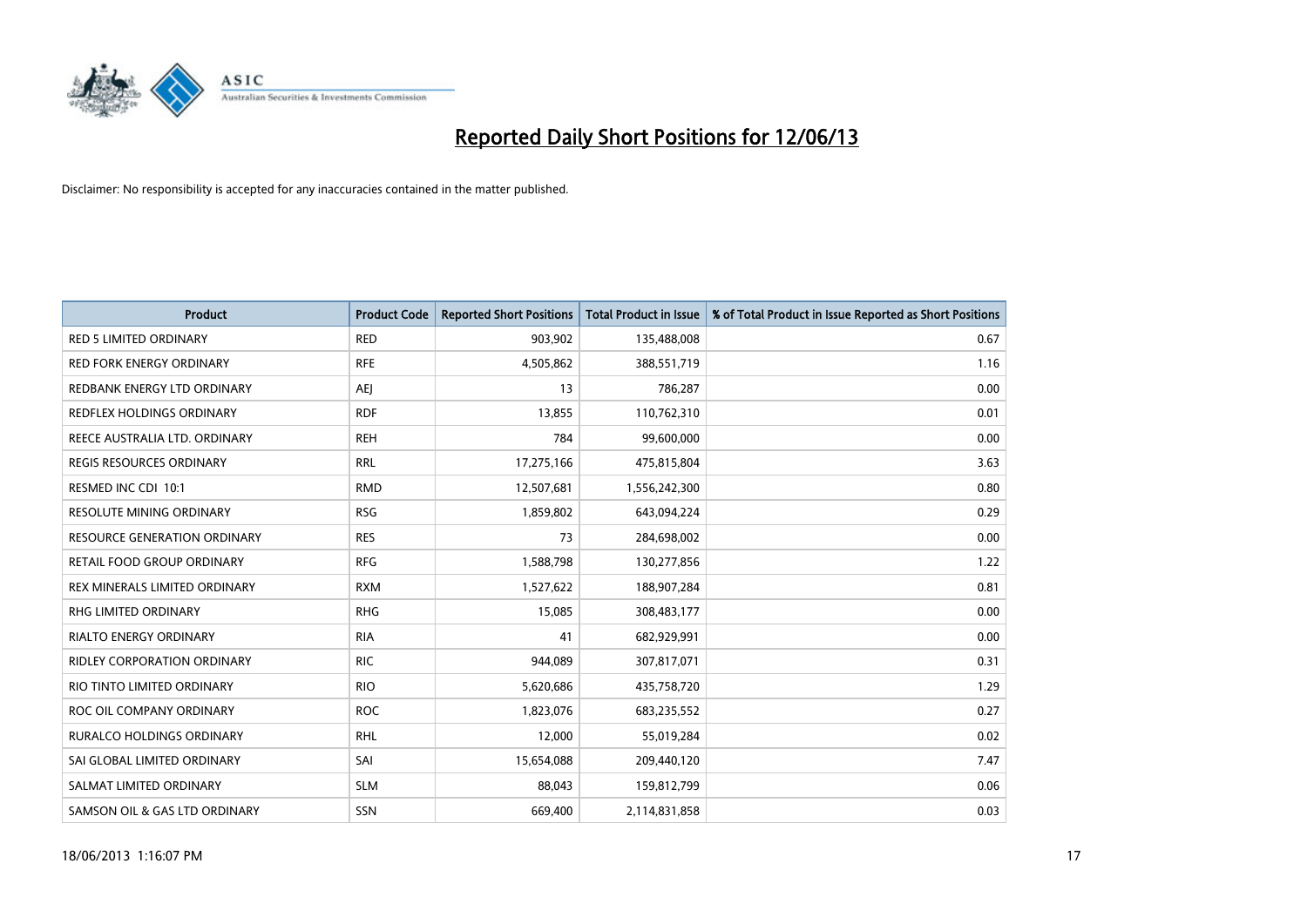# Reported Daily Short Positions for 12/06/13

Disclaimer: No responsibility is accepted for any inaccuracies contained in the matter published.

| Product | Product Code | Reported Short Positions | Total Product in Issue | % of Total Product in Issue Reported as Short Positions |
|---|---|---|---|---|
| RED 5 LIMITED ORDINARY | RED | 903,902 | 135,488,008 | 0.67 |
| RED FORK ENERGY ORDINARY | RFE | 4,505,862 | 388,551,719 | 1.16 |
| REDBANK ENERGY LTD ORDINARY | AEJ | 13 | 786,287 | 0.00 |
| REDFLEX HOLDINGS ORDINARY | RDF | 13,855 | 110,762,310 | 0.01 |
| REECE AUSTRALIA LTD. ORDINARY | REH | 784 | 99,600,000 | 0.00 |
| REGIS RESOURCES ORDINARY | RRL | 17,275,166 | 475,815,804 | 3.63 |
| RESMED INC CDI 10:1 | RMD | 12,507,681 | 1,556,242,300 | 0.80 |
| RESOLUTE MINING ORDINARY | RSG | 1,859,802 | 643,094,224 | 0.29 |
| RESOURCE GENERATION ORDINARY | RES | 73 | 284,698,002 | 0.00 |
| RETAIL FOOD GROUP ORDINARY | RFG | 1,588,798 | 130,277,856 | 1.22 |
| REX MINERALS LIMITED ORDINARY | RXM | 1,527,622 | 188,907,284 | 0.81 |
| RHG LIMITED ORDINARY | RHG | 15,085 | 308,483,177 | 0.00 |
| RIALTO ENERGY ORDINARY | RIA | 41 | 682,929,991 | 0.00 |
| RIDLEY CORPORATION ORDINARY | RIC | 944,089 | 307,817,071 | 0.31 |
| RIO TINTO LIMITED ORDINARY | RIO | 5,620,686 | 435,758,720 | 1.29 |
| ROC OIL COMPANY ORDINARY | ROC | 1,823,076 | 683,235,552 | 0.27 |
| RURALCO HOLDINGS ORDINARY | RHL | 12,000 | 55,019,284 | 0.02 |
| SAI GLOBAL LIMITED ORDINARY | SAI | 15,654,088 | 209,440,120 | 7.47 |
| SALMAT LIMITED ORDINARY | SLM | 88,043 | 159,812,799 | 0.06 |
| SAMSON OIL & GAS LTD ORDINARY | SSN | 669,400 | 2,114,831,858 | 0.03 |

18/06/2013 1:16:07 PM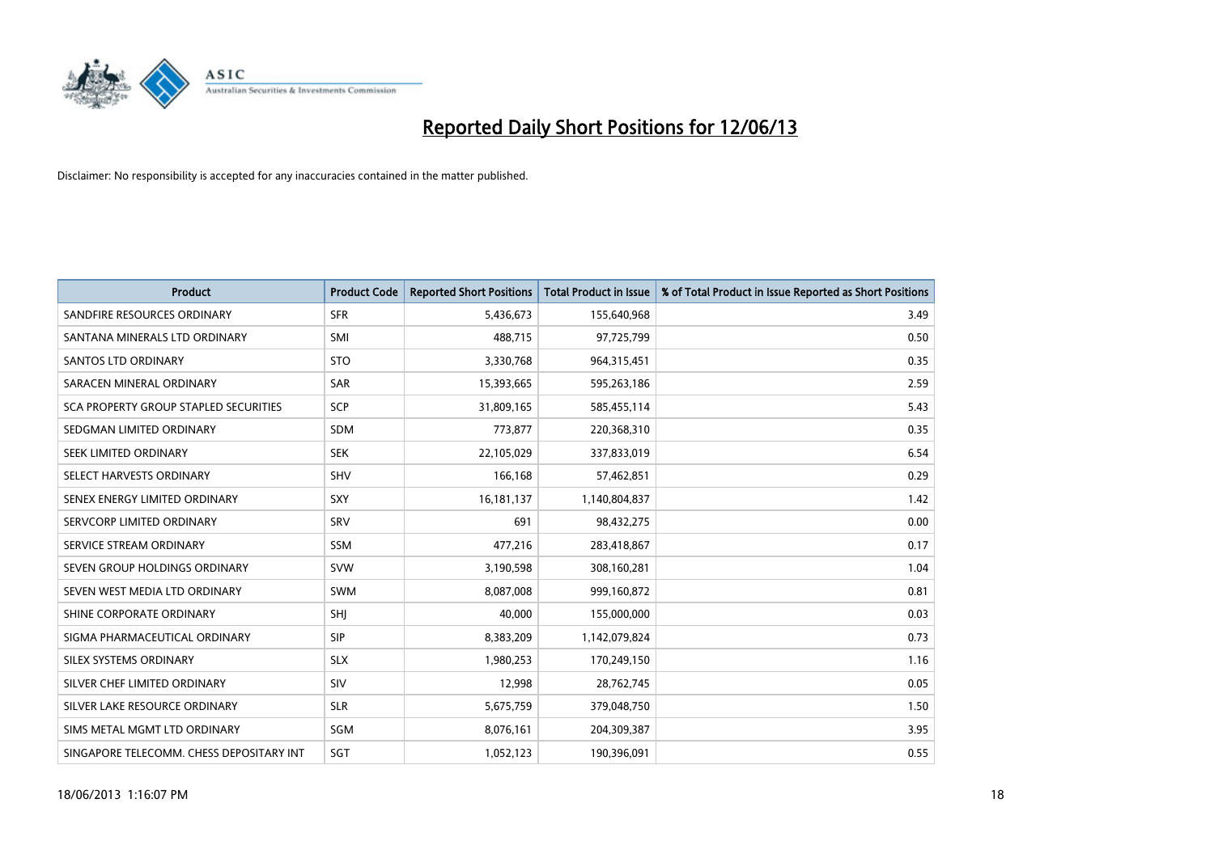# Reported Daily Short Positions for 12/06/13

Disclaimer: No responsibility is accepted for any inaccuracies contained in the matter published.

| Product | Product Code | Reported Short Positions | Total Product in Issue | % of Total Product in Issue Reported as Short Positions |
|---|---|---|---|---|
| SANDFIRE RESOURCES ORDINARY | SFR | 5,436,673 | 155,640,968 | 3.49 |
| SANTANA MINERALS LTD ORDINARY | SMI | 488,715 | 97,725,799 | 0.50 |
| SANTOS LTD ORDINARY | STO | 3,330,768 | 964,315,451 | 0.35 |
| SARACEN MINERAL ORDINARY | SAR | 15,393,665 | 595,263,186 | 2.59 |
| SCA PROPERTY GROUP STAPLED SECURITIES | SCP | 31,809,165 | 585,455,114 | 5.43 |
| SEDGMAN LIMITED ORDINARY | SDM | 773,877 | 220,368,310 | 0.35 |
| SEEK LIMITED ORDINARY | SEK | 22,105,029 | 337,833,019 | 6.54 |
| SELECT HARVESTS ORDINARY | SHV | 166,168 | 57,462,851 | 0.29 |
| SENEX ENERGY LIMITED ORDINARY | SXY | 16,181,137 | 1,140,804,837 | 1.42 |
| SERVCORP LIMITED ORDINARY | SRV | 691 | 98,432,275 | 0.00 |
| SERVICE STREAM ORDINARY | SSM | 477,216 | 283,418,867 | 0.17 |
| SEVEN GROUP HOLDINGS ORDINARY | SVW | 3,190,598 | 308,160,281 | 1.04 |
| SEVEN WEST MEDIA LTD ORDINARY | SWM | 8,087,008 | 999,160,872 | 0.81 |
| SHINE CORPORATE ORDINARY | SHJ | 40,000 | 155,000,000 | 0.03 |
| SIGMA PHARMACEUTICAL ORDINARY | SIP | 8,383,209 | 1,142,079,824 | 0.73 |
| SILEX SYSTEMS ORDINARY | SLX | 1,980,253 | 170,249,150 | 1.16 |
| SILVER CHEF LIMITED ORDINARY | SIV | 12,998 | 28,762,745 | 0.05 |
| SILVER LAKE RESOURCE ORDINARY | SLR | 5,675,759 | 379,048,750 | 1.50 |
| SIMS METAL MGMT LTD ORDINARY | SGM | 8,076,161 | 204,309,387 | 3.95 |
| SINGAPORE TELECOMM. CHESS DEPOSITARY INT | SGT | 1,052,123 | 190,396,091 | 0.55 |

18/06/2013 1:16:07 PM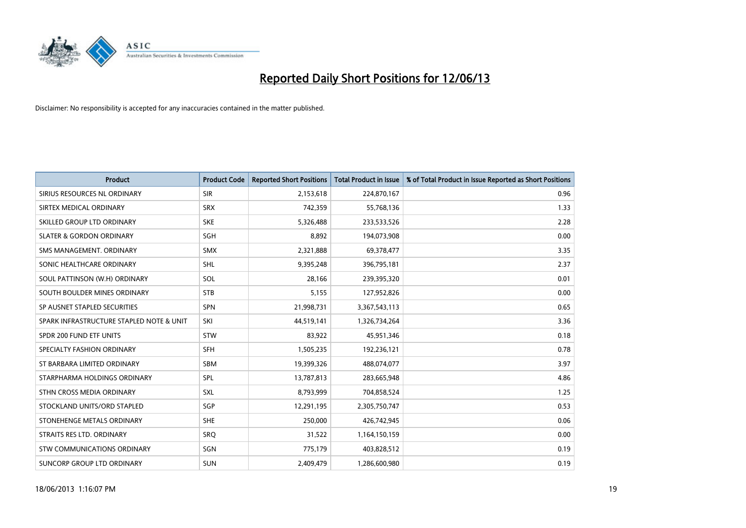# Reported Daily Short Positions for 12/06/13

Disclaimer: No responsibility is accepted for any inaccuracies contained in the matter published.

| Product | Product Code | Reported Short Positions | Total Product in Issue | % of Total Product in Issue Reported as Short Positions |
|---|---|---|---|---|
| SIRIUS RESOURCES NL ORDINARY | SIR | 2,153,618 | 224,870,167 | 0.96 |
| SIRTEX MEDICAL ORDINARY | SRX | 742,359 | 55,768,136 | 1.33 |
| SKILLED GROUP LTD ORDINARY | SKE | 5,326,488 | 233,533,526 | 2.28 |
| SLATER & GORDON ORDINARY | SGH | 8,892 | 194,073,908 | 0.00 |
| SMS MANAGEMENT. ORDINARY | SMX | 2,321,888 | 69,378,477 | 3.35 |
| SONIC HEALTHCARE ORDINARY | SHL | 9,395,248 | 396,795,181 | 2.37 |
| SOUL PATTINSON (W.H) ORDINARY | SOL | 28,166 | 239,395,320 | 0.01 |
| SOUTH BOULDER MINES ORDINARY | STB | 5,155 | 127,952,826 | 0.00 |
| SP AUSNET STAPLED SECURITIES | SPN | 21,998,731 | 3,367,543,113 | 0.65 |
| SPARK INFRASTRUCTURE STAPLED NOTE & UNIT | SKI | 44,519,141 | 1,326,734,264 | 3.36 |
| SPDR 200 FUND ETF UNITS | STW | 83,922 | 45,951,346 | 0.18 |
| SPECIALTY FASHION ORDINARY | SFH | 1,505,235 | 192,236,121 | 0.78 |
| ST BARBARA LIMITED ORDINARY | SBM | 19,399,326 | 488,074,077 | 3.97 |
| STARPHARMA HOLDINGS ORDINARY | SPL | 13,787,813 | 283,665,948 | 4.86 |
| STHN CROSS MEDIA ORDINARY | SXL | 8,793,999 | 704,858,524 | 1.25 |
| STOCKLAND UNITS/ORD STAPLED | SGP | 12,291,195 | 2,305,750,747 | 0.53 |
| STONEHENGE METALS ORDINARY | SHE | 250,000 | 426,742,945 | 0.06 |
| STRAITS RES LTD. ORDINARY | SRQ | 31,522 | 1,164,150,159 | 0.00 |
| STW COMMUNICATIONS ORDINARY | SGN | 775,179 | 403,828,512 | 0.19 |
| SUNCORP GROUP LTD ORDINARY | SUN | 2,409,479 | 1,286,600,980 | 0.19 |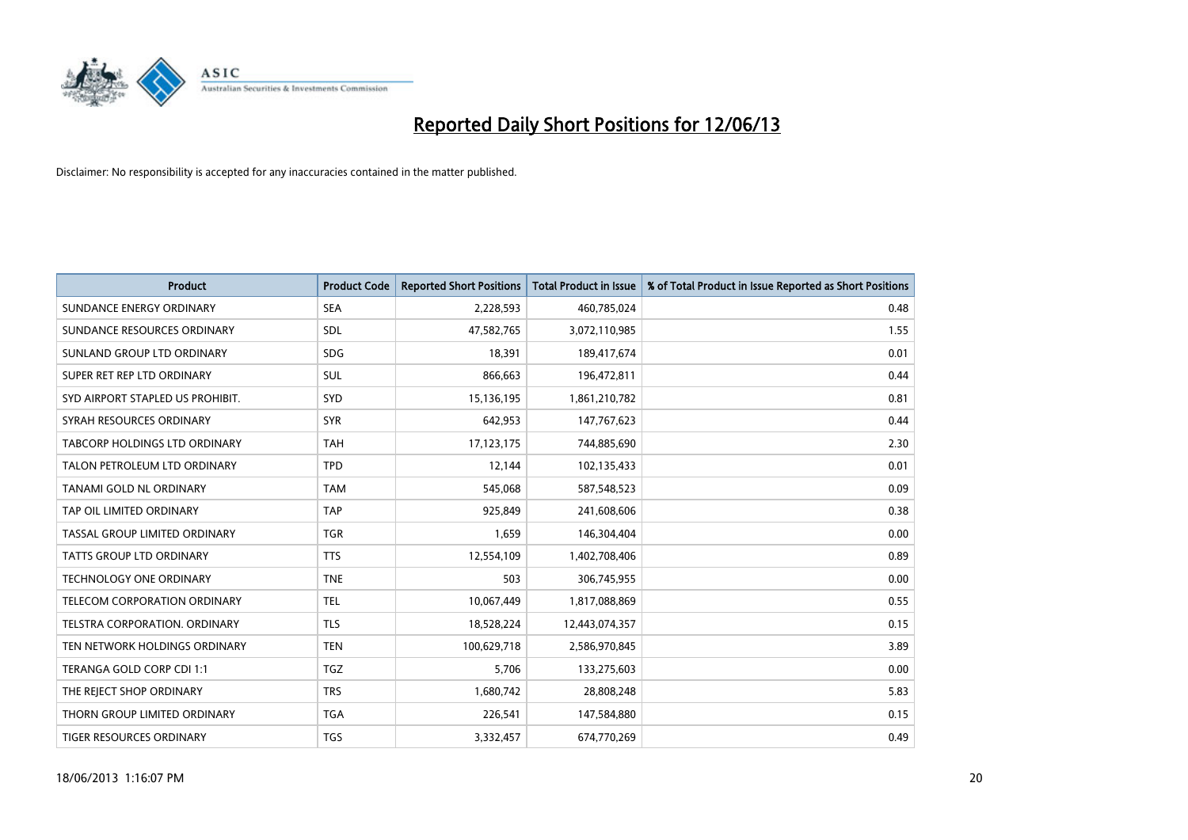# Reported Daily Short Positions for 12/06/13

Disclaimer: No responsibility is accepted for any inaccuracies contained in the matter published.

| Product | Product Code | Reported Short Positions | Total Product in Issue | % of Total Product in Issue Reported as Short Positions |
|---|---|---|---|---|
| SUNDANCE ENERGY ORDINARY | SEA | 2,228,593 | 460,785,024 | 0.48 |
| SUNDANCE RESOURCES ORDINARY | SDL | 47,582,765 | 3,072,110,985 | 1.55 |
| SUNLAND GROUP LTD ORDINARY | SDG | 18,391 | 189,417,674 | 0.01 |
| SUPER RET REP LTD ORDINARY | SUL | 866,663 | 196,472,811 | 0.44 |
| SYD AIRPORT STAPLED US PROHIBIT. | SYD | 15,136,195 | 1,861,210,782 | 0.81 |
| SYRAH RESOURCES ORDINARY | SYR | 642,953 | 147,767,623 | 0.44 |
| TABCORP HOLDINGS LTD ORDINARY | TAH | 17,123,175 | 744,885,690 | 2.30 |
| TALON PETROLEUM LTD ORDINARY | TPD | 12,144 | 102,135,433 | 0.01 |
| TANAMI GOLD NL ORDINARY | TAM | 545,068 | 587,548,523 | 0.09 |
| TAP OIL LIMITED ORDINARY | TAP | 925,849 | 241,608,606 | 0.38 |
| TASSAL GROUP LIMITED ORDINARY | TGR | 1,659 | 146,304,404 | 0.00 |
| TATTS GROUP LTD ORDINARY | TTS | 12,554,109 | 1,402,708,406 | 0.89 |
| TECHNOLOGY ONE ORDINARY | TNE | 503 | 306,745,955 | 0.00 |
| TELECOM CORPORATION ORDINARY | TEL | 10,067,449 | 1,817,088,869 | 0.55 |
| TELSTRA CORPORATION. ORDINARY | TLS | 18,528,224 | 12,443,074,357 | 0.15 |
| TEN NETWORK HOLDINGS ORDINARY | TEN | 100,629,718 | 2,586,970,845 | 3.89 |
| TERANGA GOLD CORP CDI 1:1 | TGZ | 5,706 | 133,275,603 | 0.00 |
| THE REJECT SHOP ORDINARY | TRS | 1,680,742 | 28,808,248 | 5.83 |
| THORN GROUP LIMITED ORDINARY | TGA | 226,541 | 147,584,880 | 0.15 |
| TIGER RESOURCES ORDINARY | TGS | 3,332,457 | 674,770,269 | 0.49 |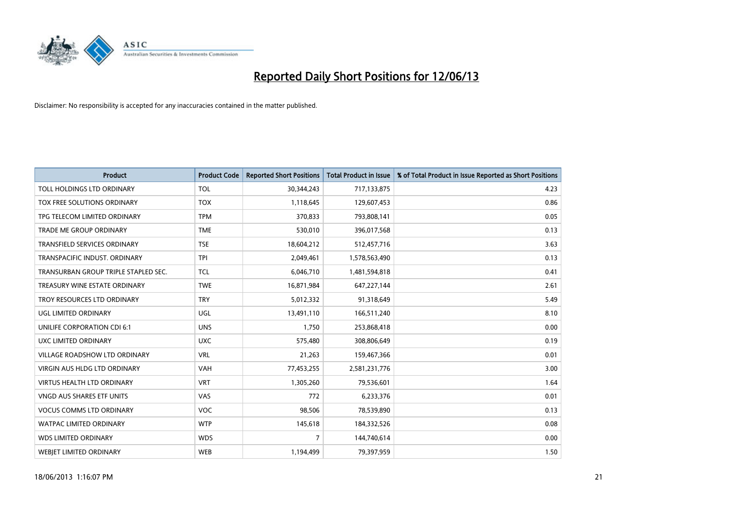# Reported Daily Short Positions for 12/06/13

Disclaimer: No responsibility is accepted for any inaccuracies contained in the matter published.

| Product | Product Code | Reported Short Positions | Total Product in Issue | % of Total Product in Issue Reported as Short Positions |
|---|---|---|---|---|
| TOLL HOLDINGS LTD ORDINARY | TOL | 30,344,243 | 717,133,875 | 4.23 |
| TOX FREE SOLUTIONS ORDINARY | TOX | 1,118,645 | 129,607,453 | 0.86 |
| TPG TELECOM LIMITED ORDINARY | TPM | 370,833 | 793,808,141 | 0.05 |
| TRADE ME GROUP ORDINARY | TME | 530,010 | 396,017,568 | 0.13 |
| TRANSFIELD SERVICES ORDINARY | TSE | 18,604,212 | 512,457,716 | 3.63 |
| TRANSPACIFIC INDUST. ORDINARY | TPI | 2,049,461 | 1,578,563,490 | 0.13 |
| TRANSURBAN GROUP TRIPLE STAPLED SEC. | TCL | 6,046,710 | 1,481,594,818 | 0.41 |
| TREASURY WINE ESTATE ORDINARY | TWE | 16,871,984 | 647,227,144 | 2.61 |
| TROY RESOURCES LTD ORDINARY | TRY | 5,012,332 | 91,318,649 | 5.49 |
| UGL LIMITED ORDINARY | UGL | 13,491,110 | 166,511,240 | 8.10 |
| UNILIFE CORPORATION CDI 6:1 | UNS | 1,750 | 253,868,418 | 0.00 |
| UXC LIMITED ORDINARY | UXC | 575,480 | 308,806,649 | 0.19 |
| VILLAGE ROADSHOW LTD ORDINARY | VRL | 21,263 | 159,467,366 | 0.01 |
| VIRGIN AUS HLDG LTD ORDINARY | VAH | 77,453,255 | 2,581,231,776 | 3.00 |
| VIRTUS HEALTH LTD ORDINARY | VRT | 1,305,260 | 79,536,601 | 1.64 |
| VNGD AUS SHARES ETF UNITS | VAS | 772 | 6,233,376 | 0.01 |
| VOCUS COMMS LTD ORDINARY | VOC | 98,506 | 78,539,890 | 0.13 |
| WATPAC LIMITED ORDINARY | WTP | 145,618 | 184,332,526 | 0.08 |
| WDS LIMITED ORDINARY | WDS | 7 | 144,740,614 | 0.00 |
| WEBJET LIMITED ORDINARY | WEB | 1,194,499 | 79,397,959 | 1.50 |

18/06/2013 1:16:07 PM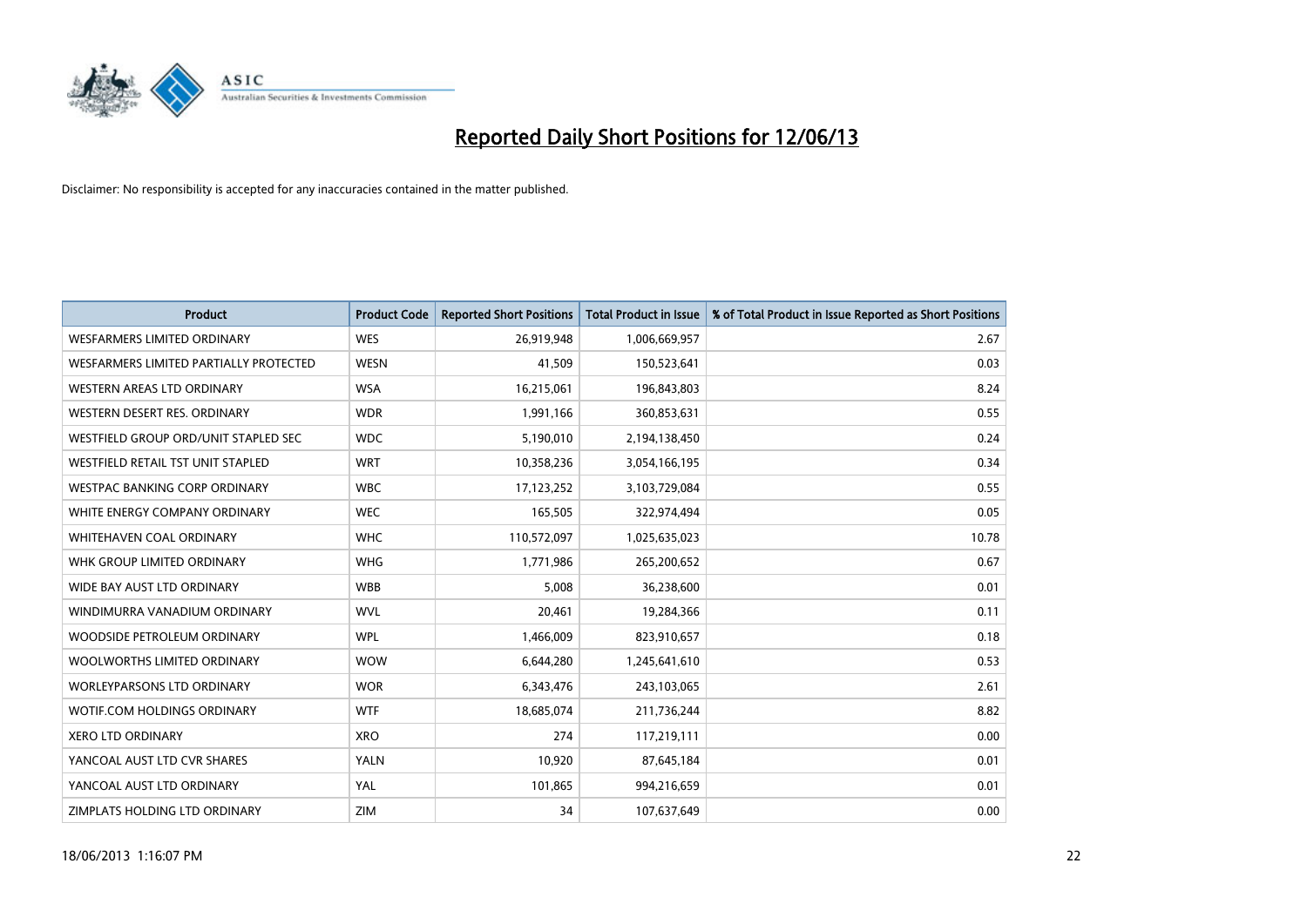# Reported Daily Short Positions for 12/06/13

Disclaimer: No responsibility is accepted for any inaccuracies contained in the matter published.

| Product | Product Code | Reported Short Positions | Total Product in Issue | % of Total Product in Issue Reported as Short Positions |
| --- | --- | --- | --- | --- |
| WESFARMERS LIMITED ORDINARY | WES | 26,919,948 | 1,006,669,957 | 2.67 |
| WESFARMERS LIMITED PARTIALLY PROTECTED | WESN | 41,509 | 150,523,641 | 0.03 |
| WESTERN AREAS LTD ORDINARY | WSA | 16,215,061 | 196,843,803 | 8.24 |
| WESTERN DESERT RES. ORDINARY | WDR | 1,991,166 | 360,853,631 | 0.55 |
| WESTFIELD GROUP ORD/UNIT STAPLED SEC | WDC | 5,190,010 | 2,194,138,450 | 0.24 |
| WESTFIELD RETAIL TST UNIT STAPLED | WRT | 10,358,236 | 3,054,166,195 | 0.34 |
| WESTPAC BANKING CORP ORDINARY | WBC | 17,123,252 | 3,103,729,084 | 0.55 |
| WHITE ENERGY COMPANY ORDINARY | WEC | 165,505 | 322,974,494 | 0.05 |
| WHITEHAVEN COAL ORDINARY | WHC | 110,572,097 | 1,025,635,023 | 10.78 |
| WHK GROUP LIMITED ORDINARY | WHG | 1,771,986 | 265,200,652 | 0.67 |
| WIDE BAY AUST LTD ORDINARY | WBB | 5,008 | 36,238,600 | 0.01 |
| WINDIMURRA VANADIUM ORDINARY | WVL | 20,461 | 19,284,366 | 0.11 |
| WOODSIDE PETROLEUM ORDINARY | WPL | 1,466,009 | 823,910,657 | 0.18 |
| WOOLWORTHS LIMITED ORDINARY | WOW | 6,644,280 | 1,245,641,610 | 0.53 |
| WORLEYPARSONS LTD ORDINARY | WOR | 6,343,476 | 243,103,065 | 2.61 |
| WOTIF.COM HOLDINGS ORDINARY | WTF | 18,685,074 | 211,736,244 | 8.82 |
| XERO LTD ORDINARY | XRO | 274 | 117,219,111 | 0.00 |
| YANCOAL AUST LTD CVR SHARES | YALN | 10,920 | 87,645,184 | 0.01 |
| YANCOAL AUST LTD ORDINARY | YAL | 101,865 | 994,216,659 | 0.01 |
| ZIMPLATS HOLDING LTD ORDINARY | ZIM | 34 | 107,637,649 | 0.00 |

18/06/2013 1:16:07 PM